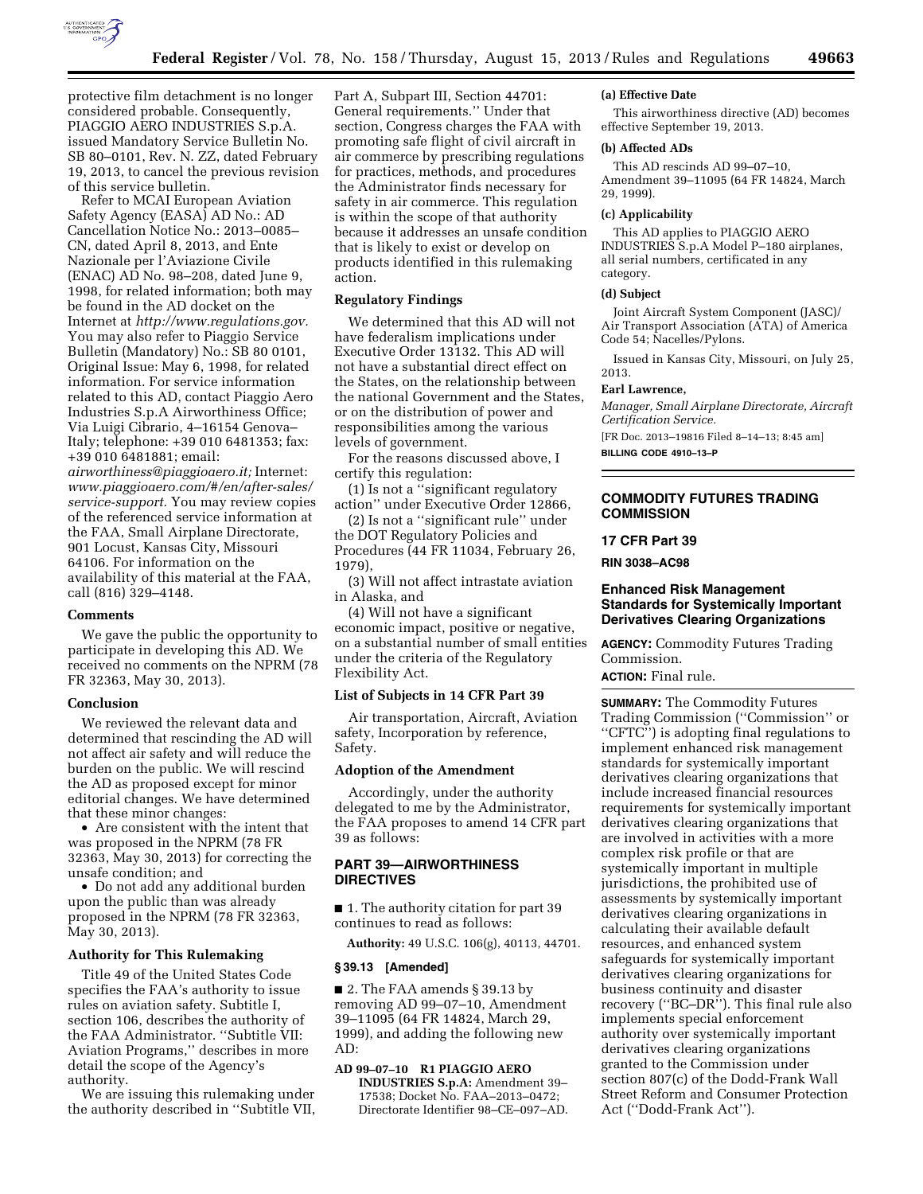protective film detachment is no longer considered probable. Consequently, PIAGGIO AERO INDUSTRIES S.p.A. issued Mandatory Service Bulletin No. SB 80–0101, Rev. N. ZZ, dated February 19, 2013, to cancel the previous revision of this service bulletin.

Refer to MCAI European Aviation Safety Agency (EASA) AD No.: AD Cancellation Notice No.: 2013–0085–CN, dated April 8, 2013, and Ente Nazionale per l'Aviazione Civile (ENAC) AD No. 98–208, dated June 9, 1998, for related information; both may be found in the AD docket on the Internet at *http://www.regulations.gov.* You may also refer to Piaggio Service Bulletin (Mandatory) No.: SB 80 0101, Original Issue: May 6, 1998, for related information. For service information related to this AD, contact Piaggio Aero Industries S.p.A Airworthiness Office; Via Luigi Cibrario, 4–16154 Genova–Italy; telephone: +39 010 6481353; fax: +39 010 6481881; email: *airworthiness@piaggioaero.it;* Internet: *www.piaggioaero.com/#/en/after-sales/service-support.* You may review copies of the referenced service information at the FAA, Small Airplane Directorate, 901 Locust, Kansas City, Missouri 64106. For information on the availability of this material at the FAA, call (816) 329–4148.

### Comments

We gave the public the opportunity to participate in developing this AD. We received no comments on the NPRM (78 FR 32363, May 30, 2013).

### Conclusion

We reviewed the relevant data and determined that rescinding the AD will not affect air safety and will reduce the burden on the public. We will rescind the AD as proposed except for minor editorial changes. We have determined that these minor changes:

- Are consistent with the intent that was proposed in the NPRM (78 FR 32363, May 30, 2013) for correcting the unsafe condition; and
- Do not add any additional burden upon the public than was already proposed in the NPRM (78 FR 32363, May 30, 2013).

### Authority for This Rulemaking

Title 49 of the United States Code specifies the FAA's authority to issue rules on aviation safety. Subtitle I, section 106, describes the authority of the FAA Administrator. ''Subtitle VII: Aviation Programs,'' describes in more detail the scope of the Agency's authority.

We are issuing this rulemaking under the authority described in ''Subtitle VII, Part A, Subpart III, Section 44701: General requirements.'' Under that section, Congress charges the FAA with promoting safe flight of civil aircraft in air commerce by prescribing regulations for practices, methods, and procedures the Administrator finds necessary for safety in air commerce. This regulation is within the scope of that authority because it addresses an unsafe condition that is likely to exist or develop on products identified in this rulemaking action.

### Regulatory Findings

We determined that this AD will not have federalism implications under Executive Order 13132. This AD will not have a substantial direct effect on the States, on the relationship between the national Government and the States, or on the distribution of power and responsibilities among the various levels of government.

For the reasons discussed above, I certify this regulation:

(1) Is not a ''significant regulatory action'' under Executive Order 12866,

(2) Is not a ''significant rule'' under the DOT Regulatory Policies and Procedures (44 FR 11034, February 26, 1979),

(3) Will not affect intrastate aviation in Alaska, and

(4) Will not have a significant economic impact, positive or negative, on a substantial number of small entities under the criteria of the Regulatory Flexibility Act.

### List of Subjects in 14 CFR Part 39

Air transportation, Aircraft, Aviation safety, Incorporation by reference, Safety.

### Adoption of the Amendment

Accordingly, under the authority delegated to me by the Administrator, the FAA proposes to amend 14 CFR part 39 as follows:

## PART 39—AIRWORTHINESS DIRECTIVES

■ 1. The authority citation for part 39 continues to read as follows:

**Authority:** 49 U.S.C. 106(g), 40113, 44701.

### § 39.13 [Amended]

■ 2. The FAA amends § 39.13 by removing AD 99–07–10, Amendment 39–11095 (64 FR 14824, March 29, 1999), and adding the following new AD:

**AD 99–07–10 R1 PIAGGIO AERO INDUSTRIES S.p.A:** Amendment 39–17538; Docket No. FAA–2013–0472; Directorate Identifier 98–CE–097–AD.

#### (a) Effective Date

This airworthiness directive (AD) becomes effective September 19, 2013.

#### (b) Affected ADs

This AD rescinds AD 99–07–10, Amendment 39–11095 (64 FR 14824, March 29, 1999).

#### (c) Applicability

This AD applies to PIAGGIO AERO INDUSTRIES S.p.A Model P–180 airplanes, all serial numbers, certificated in any category.

#### (d) Subject

Joint Aircraft System Component (JASC)/ Air Transport Association (ATA) of America Code 54; Nacelles/Pylons.

Issued in Kansas City, Missouri, on July 25, 2013.

**Earl Lawrence,**

*Manager, Small Airplane Directorate, Aircraft Certification Service.*

[FR Doc. 2013–19816 Filed 8–14–13; 8:45 am]

**BILLING CODE 4910–13–P**

---

## COMMODITY FUTURES TRADING COMMISSION

## 17 CFR Part 39

**RIN 3038–AC98**

## Enhanced Risk Management Standards for Systemically Important Derivatives Clearing Organizations

**AGENCY:** Commodity Futures Trading Commission.

**ACTION:** Final rule.

**SUMMARY:** The Commodity Futures Trading Commission (''Commission'' or ''CFTC'') is adopting final regulations to implement enhanced risk management standards for systemically important derivatives clearing organizations that include increased financial resources requirements for systemically important derivatives clearing organizations that are involved in activities with a more complex risk profile or that are systemically important in multiple jurisdictions, the prohibited use of assessments by systemically important derivatives clearing organizations in calculating their available default resources, and enhanced system safeguards for systemically important derivatives clearing organizations for business continuity and disaster recovery (''BC–DR''). This final rule also implements special enforcement authority over systemically important derivatives clearing organizations granted to the Commission under section 807(c) of the Dodd-Frank Wall Street Reform and Consumer Protection Act (''Dodd-Frank Act'').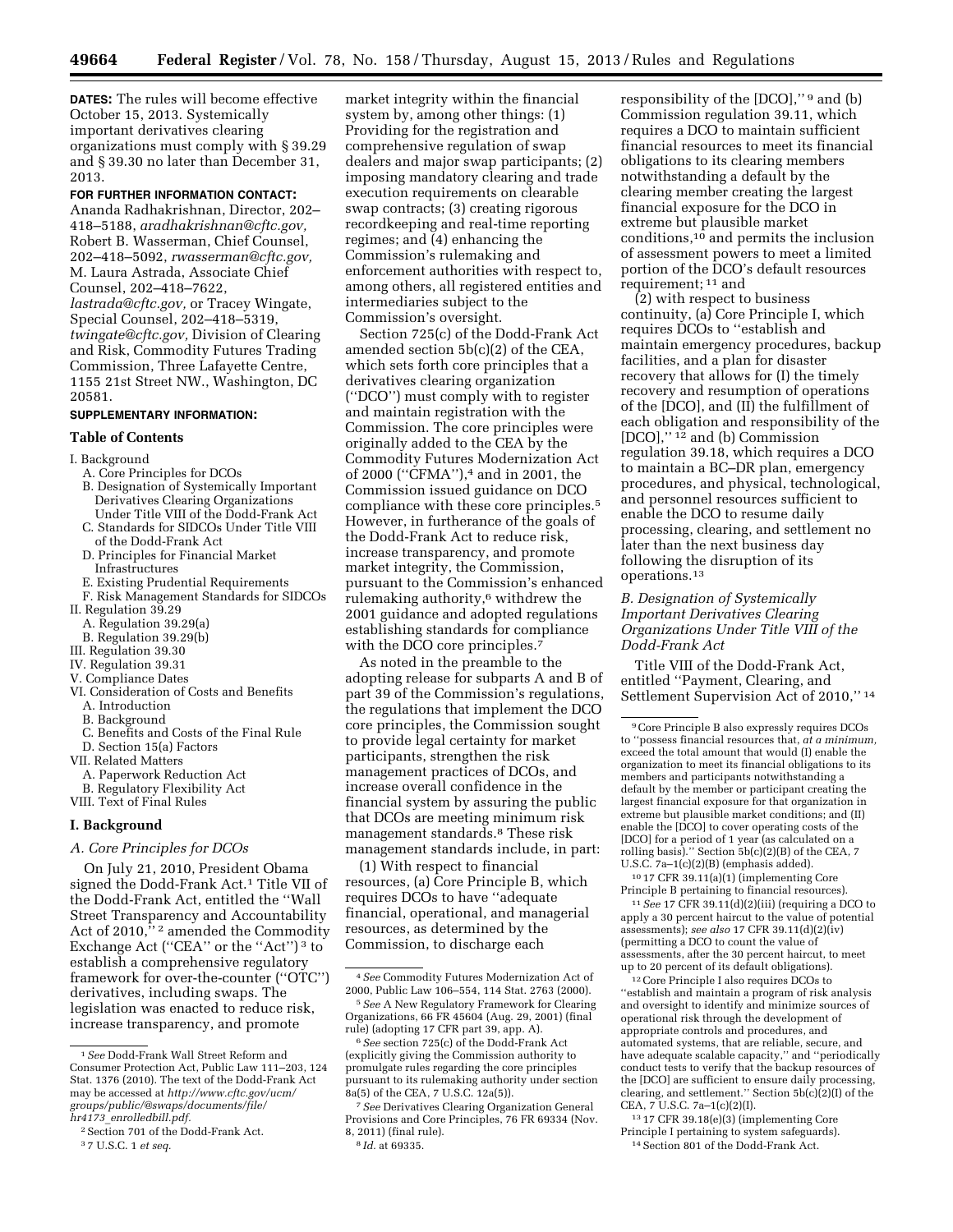**DATES:** The rules will become effective October 15, 2013. Systemically important derivatives clearing organizations must comply with § 39.29 and § 39.30 no later than December 31, 2013.

**FOR FURTHER INFORMATION CONTACT:** Ananda Radhakrishnan, Director, 202–418–5188, *aradhakrishnan@cftc.gov,* Robert B. Wasserman, Chief Counsel, 202–418–5092, *rwasserman@cftc.gov,* M. Laura Astrada, Associate Chief Counsel, 202–418–7622, *lastrada@cftc.gov,* or Tracey Wingate, Special Counsel, 202–418–5319, *twingate@cftc.gov,* Division of Clearing and Risk, Commodity Futures Trading Commission, Three Lafayette Centre, 1155 21st Street NW., Washington, DC 20581.

**SUPPLEMENTARY INFORMATION:**

## Table of Contents

I. Background
- A. Core Principles for DCOs
- B. Designation of Systemically Important Derivatives Clearing Organizations Under Title VIII of the Dodd-Frank Act
- C. Standards for SIDCOs Under Title VIII of the Dodd-Frank Act
- D. Principles for Financial Market Infrastructures
- E. Existing Prudential Requirements
- F. Risk Management Standards for SIDCOs

II. Regulation 39.29
- A. Regulation 39.29(a)
- B. Regulation 39.29(b)

III. Regulation 39.30

IV. Regulation 39.31

V. Compliance Dates

VI. Consideration of Costs and Benefits
- A. Introduction
- B. Background
- C. Benefits and Costs of the Final Rule
- D. Section 15(a) Factors

VII. Related Matters
- A. Paperwork Reduction Act
- B. Regulatory Flexibility Act

VIII. Text of Final Rules

## I. Background

### A. Core Principles for DCOs

On July 21, 2010, President Obama signed the Dodd-Frank Act.[1] Title VII of the Dodd-Frank Act, entitled the ''Wall Street Transparency and Accountability Act of 2010,''[2] amended the Commodity Exchange Act (''CEA'' or the ''Act'')[3] to establish a comprehensive regulatory framework for over-the-counter (''OTC'') derivatives, including swaps. The legislation was enacted to reduce risk, increase transparency, and promote market integrity within the financial system by, among other things: (1) Providing for the registration and comprehensive regulation of swap dealers and major swap participants; (2) imposing mandatory clearing and trade execution requirements on clearable swap contracts; (3) creating rigorous recordkeeping and real-time reporting regimes; and (4) enhancing the Commission's rulemaking and enforcement authorities with respect to, among others, all registered entities and intermediaries subject to the Commission's oversight.

Section 725(c) of the Dodd-Frank Act amended section 5b(c)(2) of the CEA, which sets forth core principles that a derivatives clearing organization (''DCO'') must comply with to register and maintain registration with the Commission. The core principles were originally added to the CEA by the Commodity Futures Modernization Act of 2000 (''CFMA''),[4] and in 2001, the Commission issued guidance on DCO compliance with these core principles.[5] However, in furtherance of the goals of the Dodd-Frank Act to reduce risk, increase transparency, and promote market integrity, the Commission, pursuant to the Commission's enhanced rulemaking authority,[6] withdrew the 2001 guidance and adopted regulations establishing standards for compliance with the DCO core principles.[7]

As noted in the preamble to the adopting release for subparts A and B of part 39 of the Commission's regulations, the regulations that implement the DCO core principles, the Commission sought to provide legal certainty for market participants, strengthen the risk management practices of DCOs, and increase overall confidence in the financial system by assuring the public that DCOs are meeting minimum risk management standards.[8] These risk management standards include, in part:

(1) With respect to financial resources, (a) Core Principle B, which requires DCOs to have ''adequate financial, operational, and managerial resources, as determined by the Commission, to discharge each responsibility of the [DCO],''[9] and (b) Commission regulation 39.11, which requires a DCO to maintain sufficient financial resources to meet its financial obligations to its clearing members notwithstanding a default by the clearing member creating the largest financial exposure for the DCO in extreme but plausible market conditions,[10] and permits the inclusion of assessment powers to meet a limited portion of the DCO's default resources requirement;[11] and

(2) with respect to business continuity, (a) Core Principle I, which requires DCOs to ''establish and maintain emergency procedures, backup facilities, and a plan for disaster recovery that allows for (I) the timely recovery and resumption of operations of the [DCO], and (II) the fulfillment of each obligation and responsibility of the [DCO],''[12] and (b) Commission regulation 39.18, which requires a DCO to maintain a BC–DR plan, emergency procedures, and physical, technological, and personnel resources sufficient to enable the DCO to resume daily processing, clearing, and settlement no later than the next business day following the disruption of its operations.[13]

### B. Designation of Systemically Important Derivatives Clearing Organizations Under Title VIII of the Dodd-Frank Act

Title VIII of the Dodd-Frank Act, entitled ''Payment, Clearing, and Settlement Supervision Act of 2010,''[14]

---

[1] *See* Dodd-Frank Wall Street Reform and Consumer Protection Act, Public Law 111–203, 124 Stat. 1376 (2010). The text of the Dodd-Frank Act may be accessed at *http://www.cftc.gov/ucm/groups/public/@swaps/documents/file/hr4173_enrolledbill.pdf.*

[2] Section 701 of the Dodd-Frank Act.

[3] 7 U.S.C. 1 *et seq.*

[4] *See* Commodity Futures Modernization Act of 2000, Public Law 106–554, 114 Stat. 2763 (2000).

[5] *See* A New Regulatory Framework for Clearing Organizations, 66 FR 45604 (Aug. 29, 2001) (final rule) (adopting 17 CFR part 39, app. A).

[6] *See* section 725(c) of the Dodd-Frank Act (explicitly giving the Commission authority to promulgate rules regarding the core principles pursuant to its rulemaking authority under section 8a(5) of the CEA, 7 U.S.C. 12a(5)).

[7] *See* Derivatives Clearing Organization General Provisions and Core Principles, 76 FR 69334 (Nov. 8, 2011) (final rule).

[8] *Id.* at 69335.

[9] Core Principle B also expressly requires DCOs to ''possess financial resources that, *at a minimum,* exceed the total amount that would (I) enable the organization to meet its financial obligations to its members and participants notwithstanding a default by the member or participant creating the largest financial exposure for that organization in extreme but plausible market conditions; and (II) enable the [DCO] to cover operating costs of the [DCO] for a period of 1 year (as calculated on a rolling basis).'' Section 5b(c)(2)(B) of the CEA, 7 U.S.C. 7a–1(c)(2)(B) (emphasis added).

[10] 17 CFR 39.11(a)(1) (implementing Core Principle B pertaining to financial resources).

[11] *See* 17 CFR 39.11(d)(2)(iii) (requiring a DCO to apply a 30 percent haircut to the value of potential assessments); *see also* 17 CFR 39.11(d)(2)(iv) (permitting a DCO to count the value of assessments, after the 30 percent haircut, to meet up to 20 percent of its default obligations).

[12] Core Principle I also requires DCOs to ''establish and maintain a program of risk analysis and oversight to identify and minimize sources of operational risk through the development of appropriate controls and procedures, and automated systems, that are reliable, secure, and have adequate scalable capacity,'' and ''periodically conduct tests to verify that the backup resources of the [DCO] are sufficient to ensure daily processing, clearing, and settlement.'' Section 5b(c)(2)(I) of the CEA, 7 U.S.C. 7a–1(c)(2)(I).

[13] 17 CFR 39.18(e)(3) (implementing Core Principle I pertaining to system safeguards).

[14] Section 801 of the Dodd-Frank Act.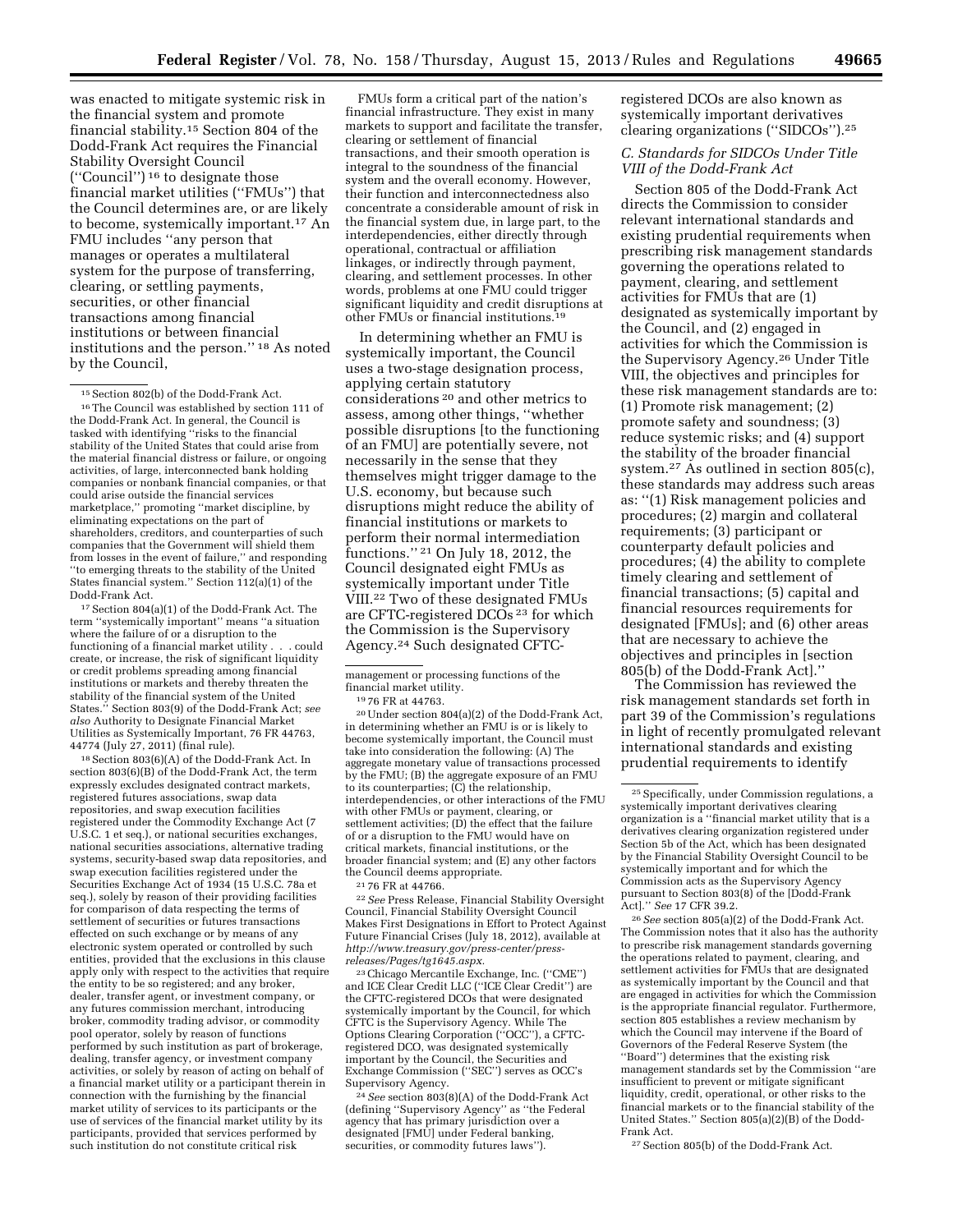was enacted to mitigate systemic risk in the financial system and promote financial stability.[15] Section 804 of the Dodd-Frank Act requires the Financial Stability Oversight Council (''Council'') [16] to designate those financial market utilities (''FMUs'') that the Council determines are, or are likely to become, systemically important.[17] An FMU includes ''any person that manages or operates a multilateral system for the purpose of transferring, clearing, or settling payments, securities, or other financial transactions among financial institutions or between financial institutions and the person.'' [18] As noted by the Council,

FMUs form a critical part of the nation's financial infrastructure. They exist in many markets to support and facilitate the transfer, clearing or settlement of financial transactions, and their smooth operation is integral to the soundness of the financial system and the overall economy. However, their function and interconnectedness also concentrate a considerable amount of risk in the financial system due, in large part, to the interdependencies, either directly through operational, contractual or affiliation linkages, or indirectly through payment, clearing, and settlement processes. In other words, problems at one FMU could trigger significant liquidity and credit disruptions at other FMUs or financial institutions.[19]

In determining whether an FMU is systemically important, the Council uses a two-stage designation process, applying certain statutory considerations [20] and other metrics to assess, among other things, ''whether possible disruptions [to the functioning of an FMU] are potentially severe, not necessarily in the sense that they themselves might trigger damage to the U.S. economy, but because such disruptions might reduce the ability of financial institutions or markets to perform their normal intermediation functions.'' [21] On July 18, 2012, the Council designated eight FMUs as systemically important under Title VIII.[22] Two of these designated FMUs are CFTC-registered DCOs [23] for which the Commission is the Supervisory Agency.[24] Such designated CFTC-registered DCOs are also known as systemically important derivatives clearing organizations (''SIDCOs'').[25]

### C. Standards for SIDCOs Under Title VIII of the Dodd-Frank Act

Section 805 of the Dodd-Frank Act directs the Commission to consider relevant international standards and existing prudential requirements when prescribing risk management standards governing the operations related to payment, clearing, and settlement activities for FMUs that are (1) designated as systemically important by the Council, and (2) engaged in activities for which the Commission is the Supervisory Agency.[26] Under Title VIII, the objectives and principles for these risk management standards are to: (1) Promote risk management; (2) promote safety and soundness; (3) reduce systemic risks; and (4) support the stability of the broader financial system.[27] As outlined in section 805(c), these standards may address such areas as: ''(1) Risk management policies and procedures; (2) margin and collateral requirements; (3) participant or counterparty default policies and procedures; (4) the ability to complete timely clearing and settlement of financial transactions; (5) capital and financial resources requirements for designated [FMUs]; and (6) other areas that are necessary to achieve the objectives and principles in [section 805(b) of the Dodd-Frank Act].''

The Commission has reviewed the risk management standards set forth in part 39 of the Commission's regulations in light of recently promulgated relevant international standards and existing prudential requirements to identify

---

[15] Section 802(b) of the Dodd-Frank Act.

[16] The Council was established by section 111 of the Dodd-Frank Act. In general, the Council is tasked with identifying ''risks to the financial stability of the United States that could arise from the material financial distress or failure, or ongoing activities, of large, interconnected bank holding companies or nonbank financial companies, or that could arise outside the financial services marketplace,'' promoting ''market discipline, by eliminating expectations on the part of shareholders, creditors, and counterparties of such companies that the Government will shield them from losses in the event of failure,'' and responding ''to emerging threats to the stability of the United States financial system.'' Section 112(a)(1) of the Dodd-Frank Act.

[17] Section 804(a)(1) of the Dodd-Frank Act. The term ''systemically important'' means ''a situation where the failure of or a disruption to the functioning of a financial market utility . . . could create, or increase, the risk of significant liquidity or credit problems spreading among financial institutions or markets and thereby threaten the stability of the financial system of the United States.'' Section 803(9) of the Dodd-Frank Act; *see also* Authority to Designate Financial Market Utilities as Systemically Important, 76 FR 44763, 44774 (July 27, 2011) (final rule).

[18] Section 803(6)(A) of the Dodd-Frank Act. In section 803(6)(B) of the Dodd-Frank Act, the term expressly excludes designated contract markets, registered futures associations, swap data repositories, and swap execution facilities registered under the Commodity Exchange Act (7 U.S.C. 1 et seq.), or national securities exchanges, national securities associations, alternative trading systems, security-based swap data repositories, and swap execution facilities registered under the Securities Exchange Act of 1934 (15 U.S.C. 78a et seq.), solely by reason of their providing facilities for comparison of data respecting the terms of settlement of securities or futures transactions effected on such exchange or by means of any electronic system operated or controlled by such entities, provided that the exclusions in this clause apply only with respect to the activities that require the entity to be so registered; and any broker, dealer, transfer agent, or investment company, or any futures commission merchant, introducing broker, commodity trading advisor, or commodity pool operator, solely by reason of functions performed by such institution as part of brokerage, dealing, transfer agency, or investment company activities, or solely by reason of acting on behalf of a financial market utility or a participant therein in connection with the furnishing by the financial market utility of services to its participants or the use of services of the financial market utility by its participants, provided that services performed by such institution do not constitute critical risk management or processing functions of the financial market utility.

[19] 76 FR at 44763.

[20] Under section 804(a)(2) of the Dodd-Frank Act, in determining whether an FMU is or is likely to become systemically important, the Council must take into consideration the following: (A) The aggregate monetary value of transactions processed by the FMU; (B) the aggregate exposure of an FMU to its counterparties; (C) the relationship, interdependencies, or other interactions of the FMU with other FMUs or payment, clearing, or settlement activities; (D) the effect that the failure of or a disruption to the FMU would have on critical markets, financial institutions, or the broader financial system; and (E) any other factors the Council deems appropriate.

[21] 76 FR at 44766.

[22] *See* Press Release, Financial Stability Oversight Council, Financial Stability Oversight Council Makes First Designations in Effort to Protect Against Future Financial Crises (July 18, 2012), available at *http://www.treasury.gov/press-center/press-releases/Pages/tg1645.aspx.*

[23] Chicago Mercantile Exchange, Inc. (''CME'') and ICE Clear Credit LLC (''ICE Clear Credit'') are the CFTC-registered DCOs that were designated systemically important by the Council, for which CFTC is the Supervisory Agency. While The Options Clearing Corporation (''OCC''), a CFTC-registered DCO, was designated systemically important by the Council, the Securities and Exchange Commission (''SEC'') serves as OCC's Supervisory Agency.

[24] *See* section 803(8)(A) of the Dodd-Frank Act (defining ''Supervisory Agency'' as ''the Federal agency that has primary jurisdiction over a designated [FMU] under Federal banking, securities, or commodity futures laws'').

[25] Specifically, under Commission regulations, a systemically important derivatives clearing organization is a ''financial market utility that is a derivatives clearing organization registered under Section 5b of the Act, which has been designated by the Financial Stability Oversight Council to be systemically important and for which the Commission acts as the Supervisory Agency pursuant to Section 803(8) of the [Dodd-Frank Act].'' *See* 17 CFR 39.2.

[26] *See* section 805(a)(2) of the Dodd-Frank Act. The Commission notes that it also has the authority to prescribe risk management standards governing the operations related to payment, clearing, and settlement activities for FMUs that are designated as systemically important by the Council and that are engaged in activities for which the Commission is the appropriate financial regulator. Furthermore, section 805 establishes a review mechanism by which the Council may intervene if the Board of Governors of the Federal Reserve System (the ''Board'') determines that the existing risk management standards set by the Commission ''are insufficient to prevent or mitigate significant liquidity, credit, operational, or other risks to the financial markets or to the financial stability of the United States.'' Section 805(a)(2)(B) of the Dodd-Frank Act.

[27] Section 805(b) of the Dodd-Frank Act.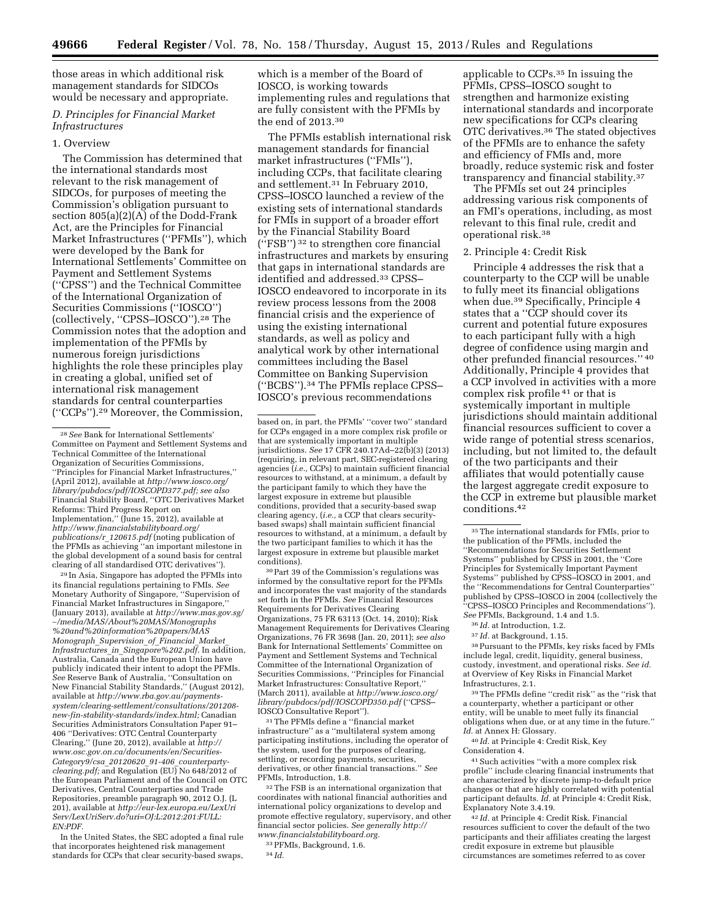those areas in which additional risk management standards for SIDCOs would be necessary and appropriate.

### D. Principles for Financial Market Infrastructures

#### 1. Overview

The Commission has determined that the international standards most relevant to the risk management of SIDCOs, for purposes of meeting the Commission's obligation pursuant to section 805(a)(2)(A) of the Dodd-Frank Act, are the Principles for Financial Market Infrastructures (''PFMIs''), which were developed by the Bank for International Settlements' Committee on Payment and Settlement Systems (''CPSS'') and the Technical Committee of the International Organization of Securities Commissions (''IOSCO'') (collectively, ''CPSS–IOSCO'').[28] The Commission notes that the adoption and implementation of the PFMIs by numerous foreign jurisdictions highlights the role these principles play in creating a global, unified set of international risk management standards for central counterparties (''CCPs'').[29] Moreover, the Commission, which is a member of the Board of IOSCO, is working towards implementing rules and regulations that are fully consistent with the PFMIs by the end of 2013.[30]

The PFMIs establish international risk management standards for financial market infrastructures (''FMIs''), including CCPs, that facilitate clearing and settlement.[31] In February 2010, CPSS–IOSCO launched a review of the existing sets of international standards for FMIs in support of a broader effort by the Financial Stability Board (''FSB'')[32] to strengthen core financial infrastructures and markets by ensuring that gaps in international standards are identified and addressed.[33] CPSS–IOSCO endeavored to incorporate in its review process lessons from the 2008 financial crisis and the experience of using the existing international standards, as well as policy and analytical work by other international committees including the Basel Committee on Banking Supervision (''BCBS'').[34] The PFMIs replace CPSS–IOSCO's previous recommendations applicable to CCPs.[35] In issuing the PFMIs, CPSS–IOSCO sought to strengthen and harmonize existing international standards and incorporate new specifications for CCPs clearing OTC derivatives.[36] The stated objectives of the PFMIs are to enhance the safety and efficiency of FMIs and, more broadly, reduce systemic risk and foster transparency and financial stability.[37]

The PFMIs set out 24 principles addressing various risk components of an FMI's operations, including, as most relevant to this final rule, credit and operational risk.[38]

#### 2. Principle 4: Credit Risk

Principle 4 addresses the risk that a counterparty to the CCP will be unable to fully meet its financial obligations when due.[39] Specifically, Principle 4 states that a ''CCP should cover its current and potential future exposures to each participant fully with a high degree of confidence using margin and other prefunded financial resources.''[40] Additionally, Principle 4 provides that a CCP involved in activities with a more complex risk profile[41] or that is systemically important in multiple jurisdictions should maintain additional financial resources sufficient to cover a wide range of potential stress scenarios, including, but not limited to, the default of the two participants and their affiliates that would potentially cause the largest aggregate credit exposure to the CCP in extreme but plausible market conditions.[42]

---

[28] *See* Bank for International Settlements' Committee on Payment and Settlement Systems and Technical Committee of the International Organization of Securities Commissions, ''Principles for Financial Market Infrastructures,'' (April 2012), available at *http://www.iosco.org/library/pubdocs/pdf/IOSCOPD377.pdf*; *see also* Financial Stability Board, ''OTC Derivatives Market Reforms: Third Progress Report on Implementation,'' (June 15, 2012), available at *http://www.financialstabilityboard.org/publications/r_120615.pdf* (noting publication of the PFMIs as achieving ''an important milestone in the global development of a sound basis for central clearing of all standardised OTC derivatives'').

[29] In Asia, Singapore has adopted the PFMIs into its financial regulations pertaining to FMIs. *See* Monetary Authority of Singapore, ''Supervision of Financial Market Infrastructures in Singapore,'' (January 2013), available at *http://www.mas.gov.sg/~/media/MAS/About%20MAS/Monographs%20and%20information%20papers/MAS Monograph_Supervision_of_Financial_Market_Infrastructures_in_Singapore%202.pdf*. In addition, Australia, Canada and the European Union have publicly indicated their intent to adopt the PFMIs. *See* Reserve Bank of Australia, ''Consultation on New Financial Stability Standards,'' (August 2012), available at *http://www.rba.gov.au/payments-system/clearing-settlement/consultations/201208-new-fin-stability-standards/index.html;* Canadian Securities Administrators Consultation Paper 91–406 ''Derivatives: OTC Central Counterparty Clearing,'' (June 20, 2012), available at *http://www.osc.gov.on.ca/documents/en/Securities-Category9/csa_20120620_91-406_counterparty-clearing.pdf;* and Regulation (EU) No 648/2012 of the European Parliament and of the Council on OTC Derivatives, Central Counterparties and Trade Repositories, preamble paragraph 90, 2012 O.J. (L 201), available at *http://eur-lex.europa.eu/LexUriServ/LexUriServ.do?uri=OJ:L:2012:201:FULL:EN:PDF*.

In the United States, the SEC adopted a final rule that incorporates heightened risk management standards for CCPs that clear security-based swaps, based on, in part, the PFMIs' ''cover two'' standard for CCPs engaged in a more complex risk profile or that are systemically important in multiple jurisdictions. *See* 17 CFR 240.17Ad–22(b)(3) (2013) (requiring, in relevant part, SEC-registered clearing agencies (*i.e.,* CCPs) to maintain sufficient financial resources to withstand, at a minimum, a default by the participant family to which they have the largest exposure in extreme but plausible conditions, provided that a security-based swap clearing agency, (*i.e.,* a CCP that clears security-based swaps) shall maintain sufficient financial resources to withstand, at a minimum, a default by the two participant families to which it has the largest exposure in extreme but plausible market conditions).

[30] Part 39 of the Commission's regulations was informed by the consultative report for the PFMIs and incorporates the vast majority of the standards set forth in the PFMIs. *See* Financial Resources Requirements for Derivatives Clearing Organizations, 75 FR 63113 (Oct. 14, 2010); Risk Management Requirements for Derivatives Clearing Organizations, 76 FR 3698 (Jan. 20, 2011); *see also* Bank for International Settlements' Committee on Payment and Settlement Systems and Technical Committee of the International Organization of Securities Commissions, ''Principles for Financial Market Infrastructures: Consultative Report,'' (March 2011), available at *http://www.iosco.org/library/pubdocs/pdf/IOSCOPD350.pdf* (''CPSS–IOSCO Consultative Report'').

[31] The PFMIs define a ''financial market infrastructure'' as a ''multilateral system among participating institutions, including the operator of the system, used for the purposes of clearing, settling, or recording payments, securities, derivatives, or other financial transactions.'' *See* PFMIs, Introduction, 1.8.

[32] The FSB is an international organization that coordinates with national financial authorities and international policy organizations to develop and promote effective regulatory, supervisory, and other financial sector policies. *See generally http://www.financialstabilityboard.org*.

[33] PFMIs, Background, 1.6.

[34] *Id.*

[35] The international standards for FMIs, prior to the publication of the PFMIs, included the ''Recommendations for Securities Settlement Systems'' published by CPSS in 2001, the ''Core Principles for Systemically Important Payment Systems'' published by CPSS–IOSCO in 2001, and the ''Recommendations for Central Counterparties'' published by CPSS–IOSCO in 2004 (collectively the ''CPSS–IOSCO Principles and Recommendations''). *See* PFMIs, Background, 1.4 and 1.5.

[36] *Id.* at Introduction, 1.2.

[37] *Id.* at Background, 1.15.

[38] Pursuant to the PFMIs, key risks faced by FMIs include legal, credit, liquidity, general business, custody, investment, and operational risks. *See id.* at Overview of Key Risks in Financial Market Infrastructures, 2.1.

[39] The PFMIs define ''credit risk'' as the ''risk that a counterparty, whether a participant or other entity, will be unable to meet fully its financial obligations when due, or at any time in the future.'' *Id.* at Annex H: Glossary.

[40] *Id.* at Principle 4: Credit Risk, Key Consideration 4.

[41] Such activities ''with a more complex risk profile'' include clearing financial instruments that are characterized by discrete jump-to-default price changes or that are highly correlated with potential participant defaults. *Id.* at Principle 4: Credit Risk, Explanatory Note 3.4.19.

[42] *Id.* at Principle 4: Credit Risk. Financial resources sufficient to cover the default of the two participants and their affiliates creating the largest credit exposure in extreme but plausible circumstances are sometimes referred to as cover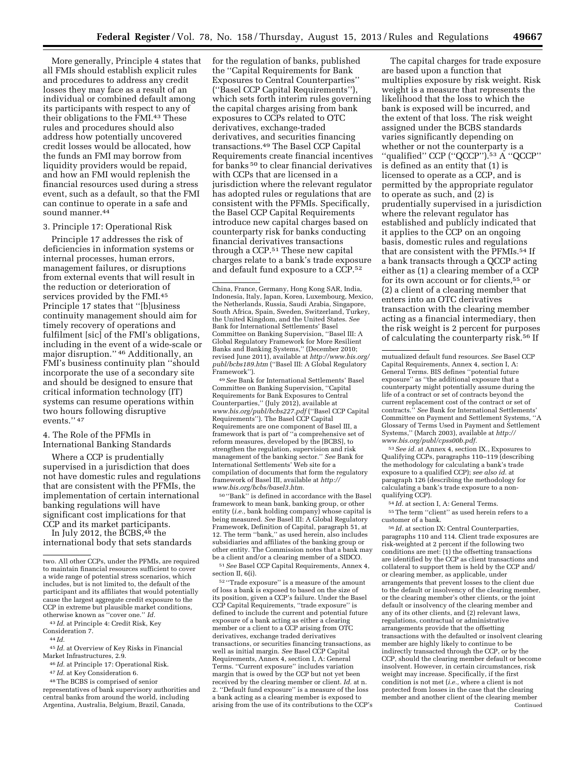More generally, Principle 4 states that all FMIs should establish explicit rules and procedures to address any credit losses they may face as a result of an individual or combined default among its participants with respect to any of their obligations to the FMI.[43] These rules and procedures should also address how potentially uncovered credit losses would be allocated, how the funds an FMI may borrow from liquidity providers would be repaid, and how an FMI would replenish the financial resources used during a stress event, such as a default, so that the FMI can continue to operate in a safe and sound manner.[44]

### 3. Principle 17: Operational Risk

Principle 17 addresses the risk of deficiencies in information systems or internal processes, human errors, management failures, or disruptions from external events that will result in the reduction or deterioration of services provided by the FMI.[45] Principle 17 states that "[b]usiness continuity management should aim for timely recovery of operations and fulfilment [sic] of the FMI's obligations, including in the event of a wide-scale or major disruption." [46] Additionally, an FMI's business continuity plan "should incorporate the use of a secondary site and should be designed to ensure that critical information technology (IT) systems can resume operations within two hours following disruptive events." [47]

### 4. The Role of the PFMIs in International Banking Standards

Where a CCP is prudentially supervised in a jurisdiction that does not have domestic rules and regulations that are consistent with the PFMIs, the implementation of certain international banking regulations will have significant cost implications for that CCP and its market participants.

In July 2012, the BCBS,[48] the international body that sets standards for the regulation of banks, published the "Capital Requirements for Bank Exposures to Central Counterparties" ("Basel CCP Capital Requirements"), which sets forth interim rules governing the capital charges arising from bank exposures to CCPs related to OTC derivatives, exchange-traded derivatives, and securities financing transactions.[49] The Basel CCP Capital Requirements create financial incentives for banks [50] to clear financial derivatives with CCPs that are licensed in a jurisdiction where the relevant regulator has adopted rules or regulations that are consistent with the PFMIs. Specifically, the Basel CCP Capital Requirements introduce new capital charges based on counterparty risk for banks conducting financial derivatives transactions through a CCP.[51] These new capital charges relate to a bank's trade exposure and default fund exposure to a CCP.[52]

The capital charges for trade exposure are based upon a function that multiplies exposure by risk weight. Risk weight is a measure that represents the likelihood that the loss to which the bank is exposed will be incurred, and the extent of that loss. The risk weight assigned under the BCBS standards varies significantly depending on whether or not the counterparty is a "qualified" CCP ("QCCP").[53] A "QCCP" is defined as an entity that (1) is licensed to operate as a CCP, and is permitted by the appropriate regulator to operate as such, and (2) is prudentially supervised in a jurisdiction where the relevant regulator has established and publicly indicated that it applies to the CCP on an ongoing basis, domestic rules and regulations that are consistent with the PFMIs.[54] If a bank transacts through a QCCP acting either as (1) a clearing member of a CCP for its own account or for clients,[55] or (2) a client of a clearing member that enters into an OTC derivatives transaction with the clearing member acting as a financial intermediary, then the risk weight is 2 percent for purposes of calculating the counterparty risk.[56] If

---

two. All other CCPs, under the PFMIs, are required to maintain financial resources sufficient to cover a wide range of potential stress scenarios, which includes, but is not limited to, the default of the participant and its affiliates that would potentially cause the largest aggregate credit exposure to the CCP in extreme but plausible market conditions, otherwise known as "cover one." *Id.*

[43] *Id.* at Principle 4: Credit Risk, Key Consideration 7.

[44] *Id.*

[45] *Id.* at Overview of Key Risks in Financial Market Infrastructures, 2.9.

[46] *Id.* at Principle 17: Operational Risk.

[47] *Id.* at Key Consideration 6.

[48] The BCBS is comprised of senior representatives of bank supervisory authorities and central banks from around the world, including Argentina, Australia, Belgium, Brazil, Canada, China, France, Germany, Hong Kong SAR, India, Indonesia, Italy, Japan, Korea, Luxembourg, Mexico, the Netherlands, Russia, Saudi Arabia, Singapore, South Africa, Spain, Sweden, Switzerland, Turkey, the United Kingdom, and the United States. *See* Bank for International Settlements' Basel Committee on Banking Supervision, "Basel III: A Global Regulatory Framework for More Resilient Banks and Banking Systems," (December 2010; revised June 2011), available at *http://www.bis.org/publ/bcbs189.htm* ("Basel III: A Global Regulatory Framework").

[49] *See* Bank for International Settlements' Basel Committee on Banking Supervision, "Capital Requirements for Bank Exposures to Central Counterparties," (July 2012), available at *www.bis.org/publ/bcbs227.pdf* ("Basel CCP Capital Requirements"). The Basel CCP Capital Requirements are one component of Basel III, a framework that is part of "a comprehensive set of reform measures, developed by the [BCBS], to strengthen the regulation, supervision and risk management of the banking sector." *See* Bank for International Settlements' Web site for a compilation of documents that form the regulatory framework of Basel III, available at *http://www.bis.org/bcbs/basel3.htm.*

[50] "Bank" is defined in accordance with the Basel framework to mean bank, banking group, or other entity (*i.e.,* bank holding company) whose capital is being measured. *See* Basel III: A Global Regulatory Framework, Definition of Capital, paragraph 51, at 12. The term "bank," as used herein, also includes subsidiaries and affiliates of the banking group or other entity. The Commission notes that a bank may be a client and/or a clearing member of a SIDCO.

[51] *See* Basel CCP Capital Requirements, Annex 4, section II, 6(i).

[52] "Trade exposure" is a measure of the amount of loss a bank is exposed to based on the size of its position, given a CCP's failure. Under the Basel CCP Capital Requirements, "trade exposure" is defined to include the current and potential future exposure of a bank acting as either a clearing member or a client to a CCP arising from OTC derivatives, exchange traded derivatives transactions, or securities financing transactions, as well as initial margin. *See* Basel CCP Capital Requirements, Annex 4, section I, A: General Terms. "Current exposure" includes variation margin that is owed by the CCP but not yet been received by the clearing member or client. *Id.* at n. 2. "Default fund exposure" is a measure of the loss a bank acting as a clearing member is exposed to arising from the use of its contributions to the CCP's mutualized default fund resources. *See* Basel CCP Capital Requirements, Annex 4, section I, A: General Terms. BIS defines "potential future exposure" as "the additional exposure that a counterparty might potentially assume during the life of a contract or set of contracts beyond the current replacement cost of the contract or set of contracts." *See* Bank for International Settlements' Committee on Payment and Settlement Systems, "A Glossary of Terms Used in Payment and Settlement Systems," (March 2003), available at *http://www.bis.org/publ/cpss00b.pdf.*

[53] *See id.* at Annex 4, section IX., Exposures to Qualifying CCPs, paragraphs 110–119 (describing the methodology for calculating a bank's trade exposure to a qualified CCP); *see also id.* at paragraph 126 (describing the methodology for calculating a bank's trade exposure to a non-qualifying CCP).

[54] *Id.* at section I, A: General Terms.

[55] The term "client" as used herein refers to a customer of a bank.

[56] *Id.* at section IX: Central Counterparties, paragraphs 110 and 114. Client trade exposures are risk-weighted at 2 percent if the following two conditions are met: (1) the offsetting transactions are identified by the CCP as client transactions and collateral to support them is held by the CCP and/or clearing member, as applicable, under arrangements that prevent losses to the client due to the default or insolvency of the clearing member, or the clearing member's other clients, or the joint default or insolvency of the clearing member and any of its other clients, and (2) relevant laws, regulations, contractual or administrative arrangements provide that the offsetting transactions with the defaulted or insolvent clearing member are highly likely to continue to be indirectly transacted through the CCP, or by the CCP, should the clearing member default or become insolvent. However, in certain circumstances, risk weight may increase. Specifically, if the first condition is not met (*i.e.,* where a client is not protected from losses in the case that the clearing member and another client of the clearing member

Continued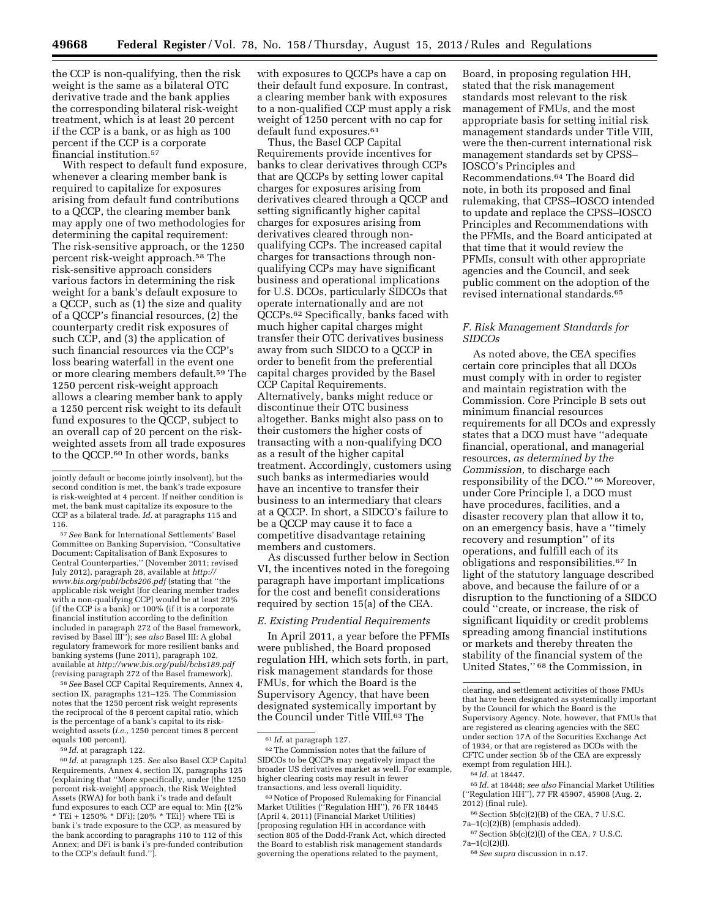the CCP is non-qualifying, then the risk weight is the same as a bilateral OTC derivative trade and the bank applies the corresponding bilateral risk-weight treatment, which is at least 20 percent if the CCP is a bank, or as high as 100 percent if the CCP is a corporate financial institution.[57]

With respect to default fund exposure, whenever a clearing member bank is required to capitalize for exposures arising from default fund contributions to a QCCP, the clearing member bank may apply one of two methodologies for determining the capital requirement: The risk-sensitive approach, or the 1250 percent risk-weight approach.[58] The risk-sensitive approach considers various factors in determining the risk weight for a bank's default exposure to a QCCP, such as (1) the size and quality of a QCCP's financial resources, (2) the counterparty credit risk exposures of such CCP, and (3) the application of such financial resources via the CCP's loss bearing waterfall in the event one or more clearing members default.[59] The 1250 percent risk-weight approach allows a clearing member bank to apply a 1250 percent risk weight to its default fund exposures to the QCCP, subject to an overall cap of 20 percent on the risk-weighted assets from all trade exposures to the QCCP.[60] In other words, banks with exposures to QCCPs have a cap on their default fund exposure. In contrast, a clearing member bank with exposures to a non-qualified CCP must apply a risk weight of 1250 percent with no cap for default fund exposures.[61]

Thus, the Basel CCP Capital Requirements provide incentives for banks to clear derivatives through CCPs that are QCCPs by setting lower capital charges for exposures arising from derivatives cleared through a QCCP and setting significantly higher capital charges for exposures arising from derivatives cleared through non-qualifying CCPs. The increased capital charges for transactions through non-qualifying CCPs may have significant business and operational implications for U.S. DCOs, particularly SIDCOs that operate internationally and are not QCCPs.[62] Specifically, banks faced with much higher capital charges might transfer their OTC derivatives business away from such SIDCO to a QCCP in order to benefit from the preferential capital charges provided by the Basel CCP Capital Requirements. Alternatively, banks might reduce or discontinue their OTC business altogether. Banks might also pass on to their customers the higher costs of transacting with a non-qualifying DCO as a result of the higher capital treatment. Accordingly, customers using such banks as intermediaries would have an incentive to transfer their business to an intermediary that clears at a QCCP. In short, a SIDCO's failure to be a QCCP may cause it to face a competitive disadvantage retaining members and customers.

As discussed further below in Section VI, the incentives noted in the foregoing paragraph have important implications for the cost and benefit considerations required by section 15(a) of the CEA.

### *E. Existing Prudential Requirements*

In April 2011, a year before the PFMIs were published, the Board proposed regulation HH, which sets forth, in part, risk management standards for those FMUs, for which the Board is the Supervisory Agency, that have been designated systemically important by the Council under Title VIII.[63] The Board, in proposing regulation HH, stated that the risk management standards most relevant to the risk management of FMUs, and the most appropriate basis for setting initial risk management standards under Title VIII, were the then-current international risk management standards set by CPSS–IOSCO's Principles and Recommendations.[64] The Board did note, in both its proposed and final rulemaking, that CPSS–IOSCO intended to update and replace the CPSS–IOSCO Principles and Recommendations with the PFMIs, and the Board anticipated at that time that it would review the PFMIs, consult with other appropriate agencies and the Council, and seek public comment on the adoption of the revised international standards.[65]

### *F. Risk Management Standards for SIDCOs*

As noted above, the CEA specifies certain core principles that all DCOs must comply with in order to register and maintain registration with the Commission. Core Principle B sets out minimum financial resources requirements for all DCOs and expressly states that a DCO must have "adequate financial, operational, and managerial resources, *as determined by the Commission,* to discharge each responsibility of the DCO." [66] Moreover, under Core Principle I, a DCO must have procedures, facilities, and a disaster recovery plan that allow it to, on an emergency basis, have a "timely recovery and resumption" of its operations, and fulfill each of its obligations and responsibilities.[67] In light of the statutory language described above, and because the failure of or a disruption to the functioning of a SIDCO could "create, or increase, the risk of significant liquidity or credit problems spreading among financial institutions or markets and thereby threaten the stability of the financial system of the United States," [68] the Commission, in

---

jointly default or become jointly insolvent), but the second condition is met, the bank's trade exposure is risk-weighted at 4 percent. If neither condition is met, the bank must capitalize its exposure to the CCP as a bilateral trade. *Id.* at paragraphs 115 and 116.

[57] *See* Bank for International Settlements' Basel Committee on Banking Supervision, "Consultative Document: Capitalisation of Bank Exposures to Central Counterparties," (November 2011; revised July 2012), paragraph 28, available at *http://www.bis.org/publ/bcbs206.pdf* (stating that "the applicable risk weight [for clearing member trades with a non-qualifying CCP] would be at least 20% (if the CCP is a bank) or 100% (if it is a corporate financial institution according to the definition included in paragraph 272 of the Basel framework, revised by Basel III"); *see also* Basel III: A global regulatory framework for more resilient banks and banking systems (June 2011), paragraph 102, available at *http://www.bis.org/publ/bcbs189.pdf* (revising paragraph 272 of the Basel framework).

[58] *See* Basel CCP Capital Requirements, Annex 4, section IX, paragraphs 121–125. The Commission notes that the 1250 percent risk weight represents the reciprocal of the 8 percent capital ratio, which is the percentage of a bank's capital to its risk-weighted assets (*i.e.,* 1250 percent times 8 percent equals 100 percent).

[59] *Id.* at paragraph 122.

[60] *Id.* at paragraph 125. *See* also Basel CCP Capital Requirements, Annex 4, section IX, paragraphs 125 (explaining that "More specifically, under [the 1250 percent risk-weight] approach, the Risk Weighted Assets (RWA) for both bank i's trade and default fund exposures to each CCP are equal to: Min {(2% * TEi + 1250% * DFi); (20% * TEi)} where TEi is bank i's trade exposure to the CCP, as measured by the bank according to paragraphs 110 to 112 of this Annex; and DFi is bank i's pre-funded contribution to the CCP's default fund.").

[61] *Id.* at paragraph 127.

[62] The Commission notes that the failure of SIDCOs to be QCCPs may negatively impact the broader US derivatives market as well. For example, higher clearing costs may result in fewer transactions, and less overall liquidity.

[63] Notice of Proposed Rulemaking for Financial Market Utilities ("Regulation HH"), 76 FR 18445 (April 4, 2011) (Financial Market Utilities) (proposing regulation HH in accordance with section 805 of the Dodd-Frank Act, which directed the Board to establish risk management standards governing the operations related to the payment, clearing, and settlement activities of those FMUs that have been designated as systemically important by the Council for which the Board is the Supervisory Agency. Note, however, that FMUs that are registered as clearing agencies with the SEC under section 17A of the Securities Exchange Act of 1934, or that are registered as DCOs with the CFTC under section 5b of the CEA are expressly exempt from regulation HH.).

[64] *Id.* at 18447.

[65] *Id.* at 18448; *see also* Financial Market Utilities ("Regulation HH"), 77 FR 45907, 45908 (Aug. 2, 2012) (final rule).

[66] Section 5b(c)(2)(B) of the CEA, 7 U.S.C. 7a–1(c)(2)(B) (emphasis added).

[67] Section 5b(c)(2)(I) of the CEA, 7 U.S.C. 7a–1(c)(2)(I).

[68] *See supra* discussion in n.17.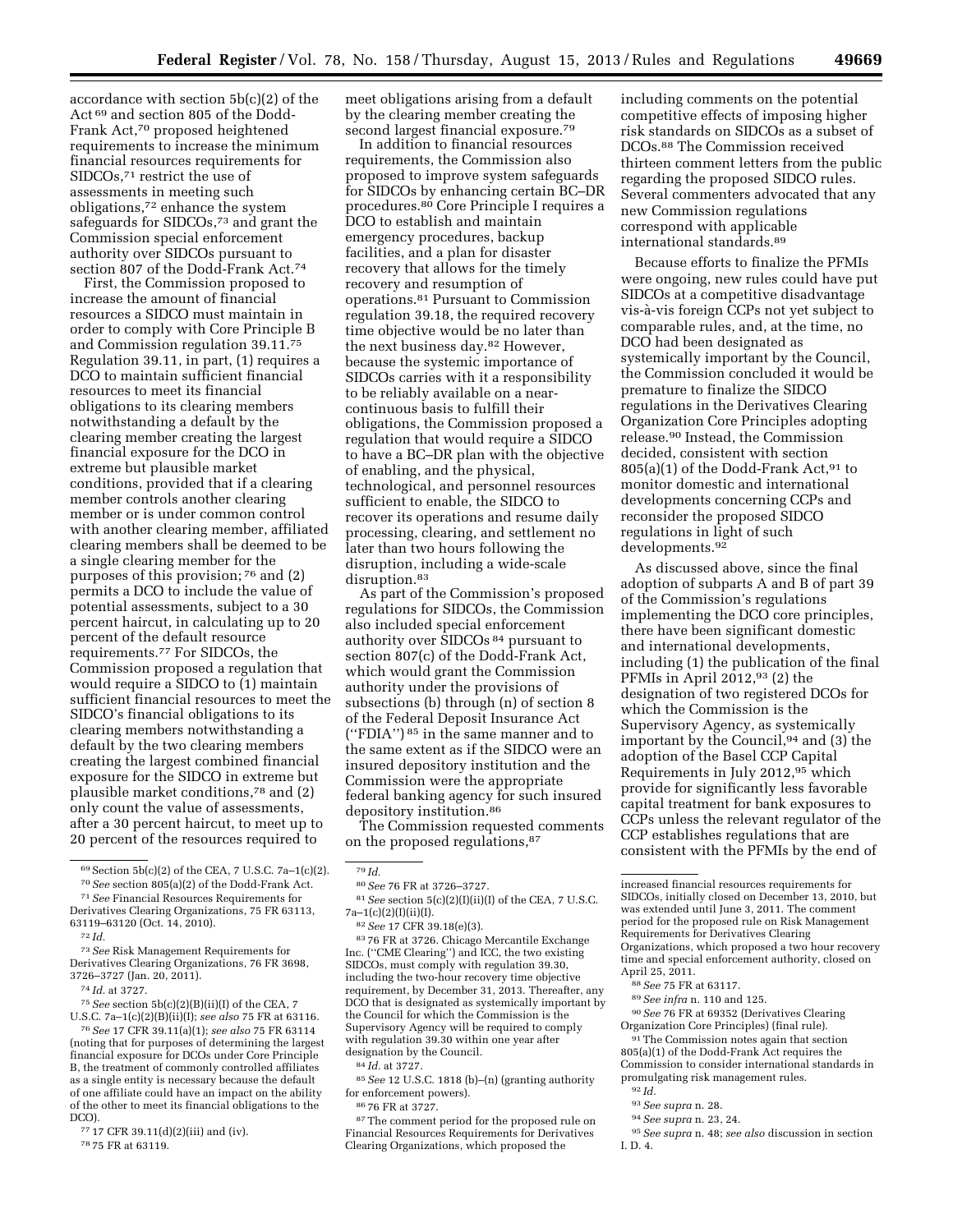accordance with section 5b(c)(2) of the Act [69] and section 805 of the Dodd-Frank Act,[70] proposed heightened requirements to increase the minimum financial resources requirements for SIDCOs,[71] restrict the use of assessments in meeting such obligations,[72] enhance the system safeguards for SIDCOs,[73] and grant the Commission special enforcement authority over SIDCOs pursuant to section 807 of the Dodd-Frank Act.[74]

First, the Commission proposed to increase the amount of financial resources a SIDCO must maintain in order to comply with Core Principle B and Commission regulation 39.11.[75] Regulation 39.11, in part, (1) requires a DCO to maintain sufficient financial resources to meet its financial obligations to its clearing members notwithstanding a default by the clearing member creating the largest financial exposure for the DCO in extreme but plausible market conditions, provided that if a clearing member controls another clearing member or is under common control with another clearing member, affiliated clearing members shall be deemed to be a single clearing member for the purposes of this provision; [76] and (2) permits a DCO to include the value of potential assessments, subject to a 30 percent haircut, in calculating up to 20 percent of the default resource requirements.[77] For SIDCOs, the Commission proposed a regulation that would require a SIDCO to (1) maintain sufficient financial resources to meet the SIDCO's financial obligations to its clearing members notwithstanding a default by the two clearing members creating the largest combined financial exposure for the SIDCO in extreme but plausible market conditions,[78] and (2) only count the value of assessments, after a 30 percent haircut, to meet up to 20 percent of the resources required to meet obligations arising from a default by the clearing member creating the second largest financial exposure.[79]

In addition to financial resources requirements, the Commission also proposed to improve system safeguards for SIDCOs by enhancing certain BC–DR procedures.[80] Core Principle I requires a DCO to establish and maintain emergency procedures, backup facilities, and a plan for disaster recovery that allows for the timely recovery and resumption of operations.[81] Pursuant to Commission regulation 39.18, the required recovery time objective would be no later than the next business day.[82] However, because the systemic importance of SIDCOs carries with it a responsibility to be reliably available on a near-continuous basis to fulfill their obligations, the Commission proposed a regulation that would require a SIDCO to have a BC–DR plan with the objective of enabling, and the physical, technological, and personnel resources sufficient to enable, the SIDCO to recover its operations and resume daily processing, clearing, and settlement no later than two hours following the disruption, including a wide-scale disruption.[83]

As part of the Commission's proposed regulations for SIDCOs, the Commission also included special enforcement authority over SIDCOs [84] pursuant to section 807(c) of the Dodd-Frank Act, which would grant the Commission authority under the provisions of subsections (b) through (n) of section 8 of the Federal Deposit Insurance Act (''FDIA'') [85] in the same manner and to the same extent as if the SIDCO were an insured depository institution and the Commission were the appropriate federal banking agency for such insured depository institution.[86]

The Commission requested comments on the proposed regulations,[87] including comments on the potential competitive effects of imposing higher risk standards on SIDCOs as a subset of DCOs.[88] The Commission received thirteen comment letters from the public regarding the proposed SIDCO rules. Several commenters advocated that any new Commission regulations correspond with applicable international standards.[89]

Because efforts to finalize the PFMIs were ongoing, new rules could have put SIDCOs at a competitive disadvantage vis-à-vis foreign CCPs not yet subject to comparable rules, and, at the time, no DCO had been designated as systemically important by the Council, the Commission concluded it would be premature to finalize the SIDCO regulations in the Derivatives Clearing Organization Core Principles adopting release.[90] Instead, the Commission decided, consistent with section 805(a)(1) of the Dodd-Frank Act,[91] to monitor domestic and international developments concerning CCPs and reconsider the proposed SIDCO regulations in light of such developments.[92]

As discussed above, since the final adoption of subparts A and B of part 39 of the Commission's regulations implementing the DCO core principles, there have been significant domestic and international developments, including (1) the publication of the final PFMIs in April 2012,[93] (2) the designation of two registered DCOs for which the Commission is the Supervisory Agency, as systemically important by the Council,[94] and (3) the adoption of the Basel CCP Capital Requirements in July 2012,[95] which provide for significantly less favorable capital treatment for bank exposures to CCPs unless the relevant regulator of the CCP establishes regulations that are consistent with the PFMIs by the end of

---

[69] Section 5b(c)(2) of the CEA, 7 U.S.C. 7a–1(c)(2).

[70] *See* section 805(a)(2) of the Dodd-Frank Act.

[71] *See* Financial Resources Requirements for Derivatives Clearing Organizations, 75 FR 63113, 63119–63120 (Oct. 14, 2010).

[72] *Id.*

[73] *See* Risk Management Requirements for Derivatives Clearing Organizations, 76 FR 3698, 3726–3727 (Jan. 20, 2011).

[74] *Id.* at 3727.

[75] *See* section 5b(c)(2)(B)(ii)(I) of the CEA, 7 U.S.C. 7a–1(c)(2)(B)(ii)(I); *see also* 75 FR at 63116.

[76] *See* 17 CFR 39.11(a)(1); *see also* 75 FR 63114 (noting that for purposes of determining the largest financial exposure for DCOs under Core Principle B, the treatment of commonly controlled affiliates as a single entity is necessary because the default of one affiliate could have an impact on the ability of the other to meet its financial obligations to the DCO).

[77] 17 CFR 39.11(d)(2)(iii) and (iv).

[78] 75 FR at 63119.

[79] *Id.*

[80] *See* 76 FR at 3726–3727.

[81] *See* section 5(c)(2)(I)(ii)(I) of the CEA, 7 U.S.C. 7a–1(c)(2)(I)(ii)(I).

[82] *See* 17 CFR 39.18(e)(3).

[83] 76 FR at 3726. Chicago Mercantile Exchange Inc. (''CME Clearing'') and ICC, the two existing SIDCOs, must comply with regulation 39.30, including the two-hour recovery time objective requirement, by December 31, 2013. Thereafter, any DCO that is designated as systemically important by the Council for which the Commission is the Supervisory Agency will be required to comply with regulation 39.30 within one year after designation by the Council.

[84] *Id.* at 3727.

[85] *See* 12 U.S.C. 1818 (b)–(n) (granting authority for enforcement powers).

[86] 76 FR at 3727.

[87] The comment period for the proposed rule on Financial Resources Requirements for Derivatives Clearing Organizations, which proposed the increased financial resources requirements for SIDCOs, initially closed on December 13, 2010, but was extended until June 3, 2011. The comment period for the proposed rule on Risk Management Requirements for Derivatives Clearing Organizations, which proposed a two hour recovery time and special enforcement authority, closed on April 25, 2011.

[88] *See* 75 FR at 63117.

[89] *See infra* n. 110 and 125.

[90] *See* 76 FR at 69352 (Derivatives Clearing Organization Core Principles) (final rule).

[91] The Commission notes again that section 805(a)(1) of the Dodd-Frank Act requires the Commission to consider international standards in promulgating risk management rules.

[92] *Id.*

[93] *See supra* n. 28.

[94] *See supra* n. 23, 24.

[95] *See supra* n. 48; *see also* discussion in section I. D. 4.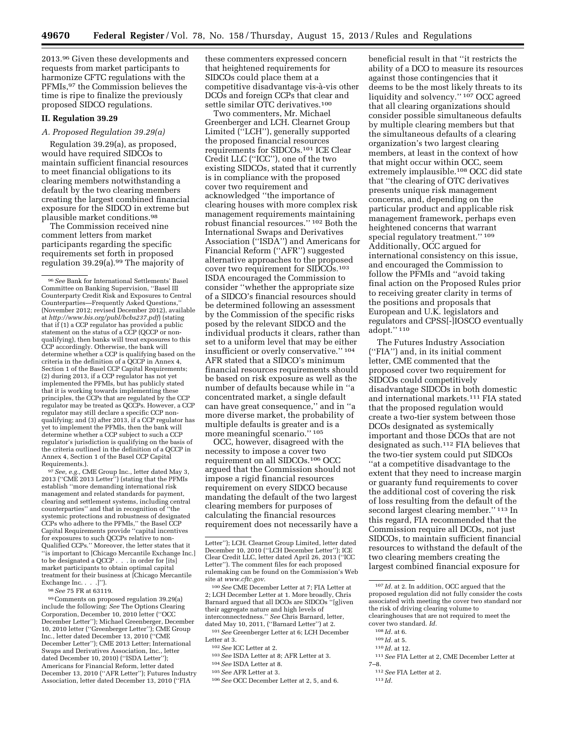2013.[96] Given these developments and requests from market participants to harmonize CFTC regulations with the PFMIs,[97] the Commission believes the time is ripe to finalize the previously proposed SIDCO regulations.

## II. Regulation 39.29

### A. Proposed Regulation 39.29(a)

Regulation 39.29(a), as proposed, would have required SIDCOs to maintain sufficient financial resources to meet financial obligations to its clearing members notwithstanding a default by the two clearing members creating the largest combined financial exposure for the SIDCO in extreme but plausible market conditions.[98]

The Commission received nine comment letters from market participants regarding the specific requirements set forth in proposed regulation 39.29(a).[99] The majority of these commenters expressed concern that heightened requirements for SIDCOs could place them at a competitive disadvantage vis-à-vis other DCOs and foreign CCPs that clear and settle similar OTC derivatives.[100]

Two commenters, Mr. Michael Greenberger and LCH. Clearnet Group Limited (''LCH''), generally supported the proposed financial resources requirements for SIDCOs.[101] ICE Clear Credit LLC (''ICC''), one of the two existing SIDCOs, stated that it currently is in compliance with the proposed cover two requirement and acknowledged ''the importance of clearing houses with more complex risk management requirements maintaining robust financial resources.'' [102] Both the International Swaps and Derivatives Association (''ISDA'') and Americans for Financial Reform (''AFR'') suggested alternative approaches to the proposed cover two requirement for SIDCOs.[103] ISDA encouraged the Commission to consider ''whether the appropriate size of a SIDCO's financial resources should be determined following an assessment by the Commission of the specific risks posed by the relevant SIDCO and the individual products it clears, rather than set to a uniform level that may be either insufficient or overly conservative.'' [104] AFR stated that a SIDCO's minimum financial resources requirements should be based on risk exposure as well as the number of defaults because while in ''a concentrated market, a single default can have great consequence,'' and in ''a more diverse market, the probability of multiple defaults is greater and is a more meaningful scenario.'' [105]

OCC, however, disagreed with the necessity to impose a cover two requirement on all SIDCOs.[106] OCC argued that the Commission should not impose a rigid financial resources requirement on every SIDCO because mandating the default of the two largest clearing members for purposes of calculating the financial resources requirement does not necessarily have a beneficial result in that ''it restricts the ability of a DCO to measure its resources against those contingencies that it deems to be the most likely threats to its liquidity and solvency.'' [107] OCC agreed that all clearing organizations should consider possible simultaneous defaults by multiple clearing members but that the simultaneous defaults of a clearing organization's two largest clearing members, at least in the context of how that might occur within OCC, seem extremely implausible.[108] OCC did state that ''the clearing of OTC derivatives presents unique risk management concerns, and, depending on the particular product and applicable risk management framework, perhaps even heightened concerns that warrant special regulatory treatment.'' [109] Additionally, OCC argued for international consistency on this issue, and encouraged the Commission to follow the PFMIs and ''avoid taking final action on the Proposed Rules prior to receiving greater clarity in terms of the positions and proposals that European and U.K. legislators and regulators and CPSS[-]IOSCO eventually adopt.'' [110]

The Futures Industry Association (''FIA'') and, in its initial comment letter, CME commented that the proposed cover two requirement for SIDCOs could competitively disadvantage SIDCOs in both domestic and international markets.[111] FIA stated that the proposed regulation would create a two-tier system between those DCOs designated as systemically important and those DCOs that are not designated as such.[112] FIA believes that the two-tier system could put SIDCOs ''at a competitive disadvantage to the extent that they need to increase margin or guaranty fund requirements to cover the additional cost of covering the risk of loss resulting from the default of the second largest clearing member.'' [113] In this regard, FIA recommended that the Commission require all DCOs, not just SIDCOs, to maintain sufficient financial resources to withstand the default of the two clearing members creating the largest combined financial exposure for

---

[96] *See* Bank for International Settlements' Basel Committee on Banking Supervision, ''Basel III Counterparty Credit Risk and Exposures to Central Counterparties—Frequently Asked Questions,'' (November 2012; revised December 2012), available at *http://www.bis.org/publ/bcbs237.pdf*) (stating that if (1) a CCP regulator has provided a public statement on the status of a CCP (QCCP or non-qualifying), then banks will treat exposures to this CCP accordingly. Otherwise, the bank will determine whether a CCP is qualifying based on the criteria in the definition of a QCCP in Annex 4, Section 1 of the Basel CCP Capital Requirements; (2) during 2013, if a CCP regulator has not yet implemented the PFMIs, but has publicly stated that it is working towards implementing these principles, the CCPs that are regulated by the CCP regulator may be treated as QCCPs. However, a CCP regulator may still declare a specific CCP non-qualifying; and (3) after 2013, if a CCP regulator has yet to implement the PFMIs, then the bank will determine whether a CCP subject to such a CCP regulator's jurisdiction is qualifying on the basis of the criteria outlined in the definition of a QCCP in Annex 4, Section 1 of the Basel CCP Capital Requirements.).

[97] *See, e.g.*, CME Group Inc., letter dated May 3, 2013 (''CME 2013 Letter'') (stating that the PFMIs establish ''more demanding international risk management and related standards for payment, clearing and settlement systems, including central counterparties'' and that in recognition of ''the systemic protections and robustness of designated CCPs who adhere to the PFMIs,'' the Basel CCP Capital Requirements provide ''capital incentives for exposures to such QCCPs relative to non-Qualified CCPs.'' Moreover, the letter states that it ''is important to [Chicago Mercantile Exchange Inc.] to be designated a QCCP . . . in order for [its] market participants to obtain optimal capital treatment for their business at [Chicago Mercantile Exchange Inc. . . .]'').

[98] *See* 75 FR at 63119.

[99] Comments on proposed regulation 39.29(a) include the following: *See* The Options Clearing Corporation, December 10, 2010 letter (''OCC December Letter''); Michael Greenberger, December 10, 2010 letter (''Greenberger Letter''); CME Group Inc., letter dated December 13, 2010 (''CME December Letter''); CME 2013 Letter; International Swaps and Derivatives Association, Inc., letter dated December 10, 2010) (''ISDA Letter''); Americans for Financial Reform, letter dated December 13, 2010 (''AFR Letter''); Futures Industry Association, letter dated December 13, 2010 (''FIA Letter''); LCH. Clearnet Group Limited, letter dated December 10, 2010 (''LCH December Letter''); ICE Clear Credit LLC, letter dated April 26, 2013 (''ICC Letter''). The comment files for each proposed rulemaking can be found on the Commission's Web site at *www.cftc.gov.*

[100] *See* CME December Letter at 7; FIA Letter at 2; LCH December Letter at 1. More broadly, Chris Barnard argued that all DCOs are SIDCOs ''[g]iven their aggregate nature and high levels of interconnectedness.'' *See* Chris Barnard, letter, dated May 10, 2011, (''Barnard Letter'') at 2.

[101] *See* Greenberger Letter at 6; LCH December Letter at 3.

[102] *See* ICC Letter at 2.

[103] *See* ISDA Letter at 8; AFR Letter at 3.

[104] *See* ISDA Letter at 8.

[105] *See* AFR Letter at 3.

[106] *See* OCC December Letter at 2, 5, and 6.

[107] *Id.* at 2. In addition, OCC argued that the proposed regulation did not fully consider the costs associated with meeting the cover two standard nor the risk of driving clearing volume to clearinghouses that are not required to meet the cover two standard. *Id.*

[108] *Id.* at 6.

[109] *Id.* at 5.

[110] *Id.* at 12.

[111] *See* FIA Letter at 2, CME December Letter at 7–8.

[112] *See* FIA Letter at 2.

[113] *Id.*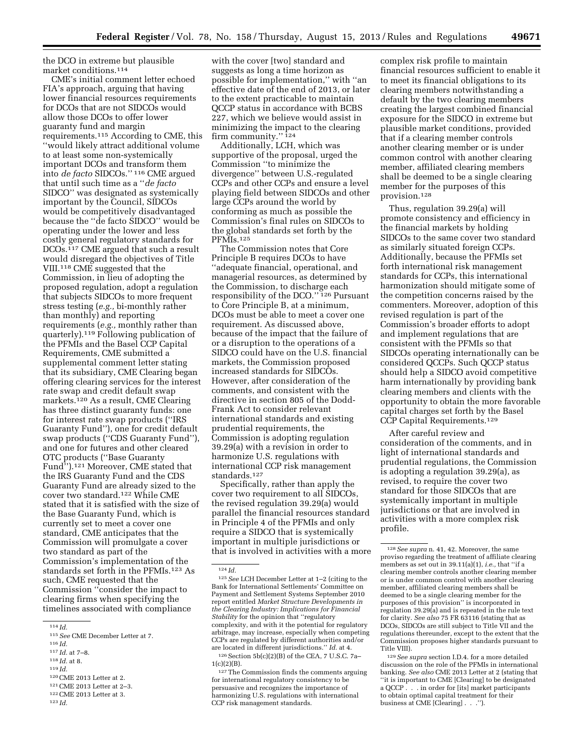the DCO in extreme but plausible market conditions.[114]

CME's initial comment letter echoed FIA's approach, arguing that having lower financial resources requirements for DCOs that are not SIDCOs would allow those DCOs to offer lower guaranty fund and margin requirements.[115] According to CME, this ''would likely attract additional volume to at least some non-systemically important DCOs and transform them into *de facto* SIDCOs.'' [116] CME argued that until such time as a ''*de facto* SIDCO'' was designated as systemically important by the Council, SIDCOs would be competitively disadvantaged because the ''de facto SIDCO'' would be operating under the lower and less costly general regulatory standards for DCOs.[117] CME argued that such a result would disregard the objectives of Title VIII.[118] CME suggested that the Commission, in lieu of adopting the proposed regulation, adopt a regulation that subjects SIDCOs to more frequent stress testing (*e.g.,* bi-monthly rather than monthly) and reporting requirements (*e.g.,* monthly rather than quarterly).[119] Following publication of the PFMIs and the Basel CCP Capital Requirements, CME submitted a supplemental comment letter stating that its subsidiary, CME Clearing began offering clearing services for the interest rate swap and credit default swap markets.[120] As a result, CME Clearing has three distinct guaranty funds: one for interest rate swap products (''IRS Guaranty Fund''), one for credit default swap products (''CDS Guaranty Fund''), and one for futures and other cleared OTC products (''Base Guaranty Fund'').[121] Moreover, CME stated that the IRS Guaranty Fund and the CDS Guaranty Fund are already sized to the cover two standard.[122] While CME stated that it is satisfied with the size of the Base Guaranty Fund, which is currently set to meet a cover one standard, CME anticipates that the Commission will promulgate a cover two standard as part of the Commission's implementation of the standards set forth in the PFMIs.[123] As such, CME requested that the Commission ''consider the impact to clearing firms when specifying the timelines associated with compliance with the cover [two] standard and suggests as long a time horizon as possible for implementation,'' with ''an effective date of the end of 2013, or later to the extent practicable to maintain QCCP status in accordance with BCBS 227, which we believe would assist in minimizing the impact to the clearing firm community.'' [124]

Additionally, LCH, which was supportive of the proposal, urged the Commission ''to minimize the divergence'' between U.S.-regulated CCPs and other CCPs and ensure a level playing field between SIDCOs and other large CCPs around the world by conforming as much as possible the Commission's final rules on SIDCOs to the global standards set forth by the PFMIs.[125]

The Commission notes that Core Principle B requires DCOs to have ''adequate financial, operational, and managerial resources, as determined by the Commission, to discharge each responsibility of the DCO.'' [126] Pursuant to Core Principle B, at a minimum, DCOs must be able to meet a cover one requirement. As discussed above, because of the impact that the failure of or a disruption to the operations of a SIDCO could have on the U.S. financial markets, the Commission proposed increased standards for SIDCOs. However, after consideration of the comments, and consistent with the directive in section 805 of the Dodd-Frank Act to consider relevant international standards and existing prudential requirements, the Commission is adopting regulation 39.29(a) with a revision in order to harmonize U.S. regulations with international CCP risk management standards.[127]

Specifically, rather than apply the cover two requirement to all SIDCOs, the revised regulation 39.29(a) would parallel the financial resources standard in Principle 4 of the PFMIs and only require a SIDCO that is systemically important in multiple jurisdictions or that is involved in activities with a more complex risk profile to maintain financial resources sufficient to enable it to meet its financial obligations to its clearing members notwithstanding a default by the two clearing members creating the largest combined financial exposure for the SIDCO in extreme but plausible market conditions, provided that if a clearing member controls another clearing member or is under common control with another clearing member, affiliated clearing members shall be deemed to be a single clearing member for the purposes of this provision.[128]

Thus, regulation 39.29(a) will promote consistency and efficiency in the financial markets by holding SIDCOs to the same cover two standard as similarly situated foreign CCPs. Additionally, because the PFMIs set forth international risk management standards for CCPs, this international harmonization should mitigate some of the competition concerns raised by the commenters. Moreover, adoption of this revised regulation is part of the Commission's broader efforts to adopt and implement regulations that are consistent with the PFMIs so that SIDCOs operating internationally can be considered QCCPs. Such QCCP status should help a SIDCO avoid competitive harm internationally by providing bank clearing members and clients with the opportunity to obtain the more favorable capital charges set forth by the Basel CCP Capital Requirements.[129]

After careful review and consideration of the comments, and in light of international standards and prudential regulations, the Commission is adopting a regulation 39.29(a), as revised, to require the cover two standard for those SIDCOs that are systemically important in multiple jurisdictions or that are involved in activities with a more complex risk profile.

---

[114] *Id.*

[115] *See* CME December Letter at 7.

[116] *Id.*

[117] *Id.* at 7–8.

[118] *Id.* at 8.

[119] *Id.*

[120] CME 2013 Letter at 2.

[121] CME 2013 Letter at 2–3.

[122] CME 2013 Letter at 3.

[123] *Id.*

[124] *Id.*

[125] *See* LCH December Letter at 1–2 (citing to the Bank for International Settlements' Committee on Payment and Settlement Systems September 2010 report entitled *Market Structure Developments in the Clearing Industry: Implications for Financial Stability* for the opinion that ''regulatory complexity, and with it the potential for regulatory arbitrage, may increase, especially when competing CCPs are regulated by different authorities and/or are located in different jurisdictions.'' *Id.* at 4.

[126] Section 5b(c)(2)(B) of the CEA, 7 U.S.C. 7a–1(c)(2)(B).

[127] The Commission finds the comments arguing for international regulatory consistency to be persuasive and recognizes the importance of harmonizing U.S. regulations with international CCP risk management standards.

[128] *See supra* n. 41, 42. Moreover, the same proviso regarding the treatment of affiliate clearing members as set out in 39.11(a)(1), *i.e.,* that ''if a clearing member controls another clearing member or is under common control with another clearing member, affiliated clearing members shall be deemed to be a single clearing member for the purposes of this provision'' is incorporated in regulation 39.29(a) and is repeated in the rule text for clarity. *See also* 75 FR 63116 (stating that as DCOs, SIDCOs are still subject to Title VII and the regulations thereunder, except to the extent that the Commission proposes higher standards pursuant to Title VIII).

[129] *See supra* section I.D.4. for a more detailed discussion on the role of the PFMIs in international banking. *See also* CME 2013 Letter at 2 (stating that ''it is important to CME [Clearing] to be designated a QCCP . . . in order for [its] market participants to obtain optimal capital treatment for their business at CME [Clearing] . . .'').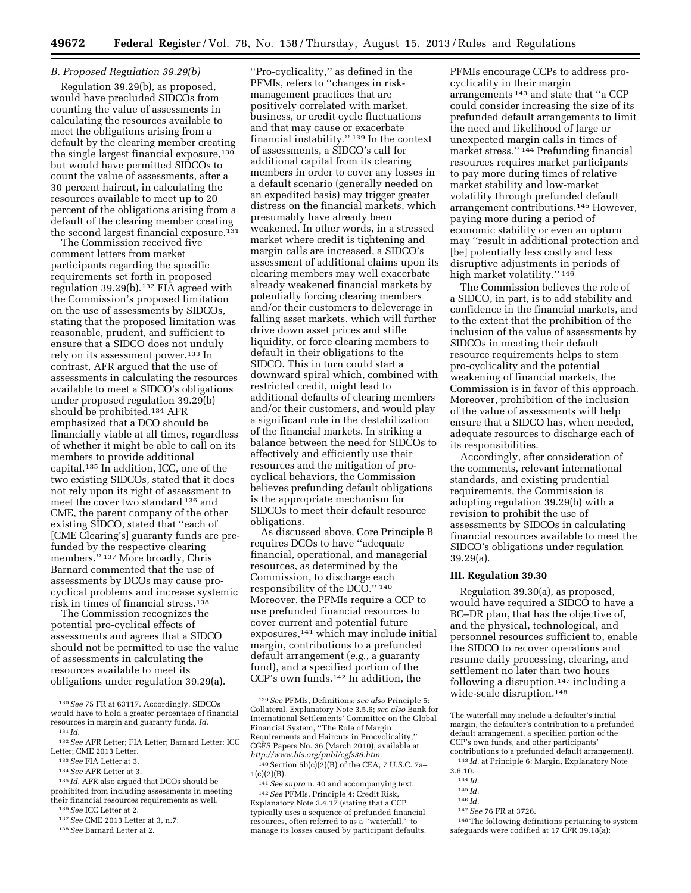### B. Proposed Regulation 39.29(b)

Regulation 39.29(b), as proposed, would have precluded SIDCOs from counting the value of assessments in calculating the resources available to meet the obligations arising from a default by the clearing member creating the single largest financial exposure,[130] but would have permitted SIDCOs to count the value of assessments, after a 30 percent haircut, in calculating the resources available to meet up to 20 percent of the obligations arising from a default of the clearing member creating the second largest financial exposure.[131]

The Commission received five comment letters from market participants regarding the specific requirements set forth in proposed regulation 39.29(b).[132] FIA agreed with the Commission's proposed limitation on the use of assessments by SIDCOs, stating that the proposed limitation was reasonable, prudent, and sufficient to ensure that a SIDCO does not unduly rely on its assessment power.[133] In contrast, AFR argued that the use of assessments in calculating the resources available to meet a SIDCO's obligations under proposed regulation 39.29(b) should be prohibited.[134] AFR emphasized that a DCO should be financially viable at all times, regardless of whether it might be able to call on its members to provide additional capital.[135] In addition, ICC, one of the two existing SIDCOs, stated that it does not rely upon its right of assessment to meet the cover two standard [136] and CME, the parent company of the other existing SIDCO, stated that ''each of [CME Clearing's] guaranty funds are pre-funded by the respective clearing members.'' [137] More broadly, Chris Barnard commented that the use of assessments by DCOs may cause pro-cyclical problems and increase systemic risk in times of financial stress.[138]

The Commission recognizes the potential pro-cyclical effects of assessments and agrees that a SIDCO should not be permitted to use the value of assessments in calculating the resources available to meet its obligations under regulation 39.29(a).

''Pro-cyclicality,'' as defined in the PFMIs, refers to ''changes in risk-management practices that are positively correlated with market, business, or credit cycle fluctuations and that may cause or exacerbate financial instability.'' [139] In the context of assessments, a SIDCO's call for additional capital from its clearing members in order to cover any losses in a default scenario (generally needed on an expedited basis) may trigger greater distress on the financial markets, which presumably have already been weakened. In other words, in a stressed market where credit is tightening and margin calls are increased, a SIDCO's assessment of additional claims upon its clearing members may well exacerbate already weakened financial markets by potentially forcing clearing members and/or their customers to deleverage in falling asset markets, which will further drive down asset prices and stifle liquidity, or force clearing members to default in their obligations to the SIDCO. This in turn could start a downward spiral which, combined with restricted credit, might lead to additional defaults of clearing members and/or their customers, and would play a significant role in the destabilization of the financial markets. In striking a balance between the need for SIDCOs to effectively and efficiently use their resources and the mitigation of pro-cyclical behaviors, the Commission believes prefunding default obligations is the appropriate mechanism for SIDCOs to meet their default resource obligations.

As discussed above, Core Principle B requires DCOs to have ''adequate financial, operational, and managerial resources, as determined by the Commission, to discharge each responsibility of the DCO.'' [140] Moreover, the PFMIs require a CCP to use prefunded financial resources to cover current and potential future exposures,[141] which may include initial margin, contributions to a prefunded default arrangement (*e.g.*, a guaranty fund), and a specified portion of the CCP's own funds.[142] In addition, the PFMIs encourage CCPs to address pro-cyclicality in their margin arrangements [143] and state that ''a CCP could consider increasing the size of its prefunded default arrangements to limit the need and likelihood of large or unexpected margin calls in times of market stress.'' [144] Prefunding financial resources requires market participants to pay more during times of relative market stability and low-market volatility through prefunded default arrangement contributions.[145] However, paying more during a period of economic stability or even an upturn may ''result in additional protection and [be] potentially less costly and less disruptive adjustments in periods of high market volatility.'' [146]

The Commission believes the role of a SIDCO, in part, is to add stability and confidence in the financial markets, and to the extent that the prohibition of the inclusion of the value of assessments by SIDCOs in meeting their default resource requirements helps to stem pro-cyclicality and the potential weakening of financial markets, the Commission is in favor of this approach. Moreover, prohibition of the inclusion of the value of assessments will help ensure that a SIDCO has, when needed, adequate resources to discharge each of its responsibilities.

Accordingly, after consideration of the comments, relevant international standards, and existing prudential requirements, the Commission is adopting regulation 39.29(b) with a revision to prohibit the use of assessments by SIDCOs in calculating financial resources available to meet the SIDCO's obligations under regulation 39.29(a).

## III. Regulation 39.30

Regulation 39.30(a), as proposed, would have required a SIDCO to have a BC–DR plan, that has the objective of, and the physical, technological, and personnel resources sufficient to, enable the SIDCO to recover operations and resume daily processing, clearing, and settlement no later than two hours following a disruption,[147] including a wide-scale disruption.[148]

---

[130] *See* 75 FR at 63117. Accordingly, SIDCOs would have to hold a greater percentage of financial resources in margin and guaranty funds. *Id.*

[131] *Id.*

[132] *See* AFR Letter; FIA Letter; Barnard Letter; ICC Letter; CME 2013 Letter.

[133] *See* FIA Letter at 3.

[134] *See* AFR Letter at 3.

[135] *Id.* AFR also argued that DCOs should be prohibited from including assessments in meeting their financial resources requirements as well.

[136] *See* ICC Letter at 2.

[137] *See* CME 2013 Letter at 3, n.7.

[138] *See* Barnard Letter at 2.

[139] *See* PFMIs, Definitions; *see also* Principle 5: Collateral, Explanatory Note 3.5.6; *see also* Bank for International Settlements' Committee on the Global Financial System, ''The Role of Margin Requirements and Haircuts in Procyclicality,'' CGFS Papers No. 36 (March 2010), available at *http://www.bis.org/publ/cgfs36.htm.*

[140] Section 5b(c)(2)(B) of the CEA, 7 U.S.C. 7a–1(c)(2)(B).

[141] *See supra* n. 40 and accompanying text.

[142] *See* PFMIs, Principle 4: Credit Risk, Explanatory Note 3.4.17 (stating that a CCP typically uses a sequence of prefunded financial resources, often referred to as a ''waterfall,'' to manage its losses caused by participant defaults. The waterfall may include a defaulter's initial margin, the defaulter's contribution to a prefunded default arrangement, a specified portion of the CCP's own funds, and other participants' contributions to a prefunded default arrangement).

[143] *Id.* at Principle 6: Margin, Explanatory Note 3.6.10.

[144] *Id.*

[145] *Id.*

[146] *Id.*

[147] *See* 76 FR at 3726.

[148] The following definitions pertaining to system safeguards were codified at 17 CFR 39.18(a):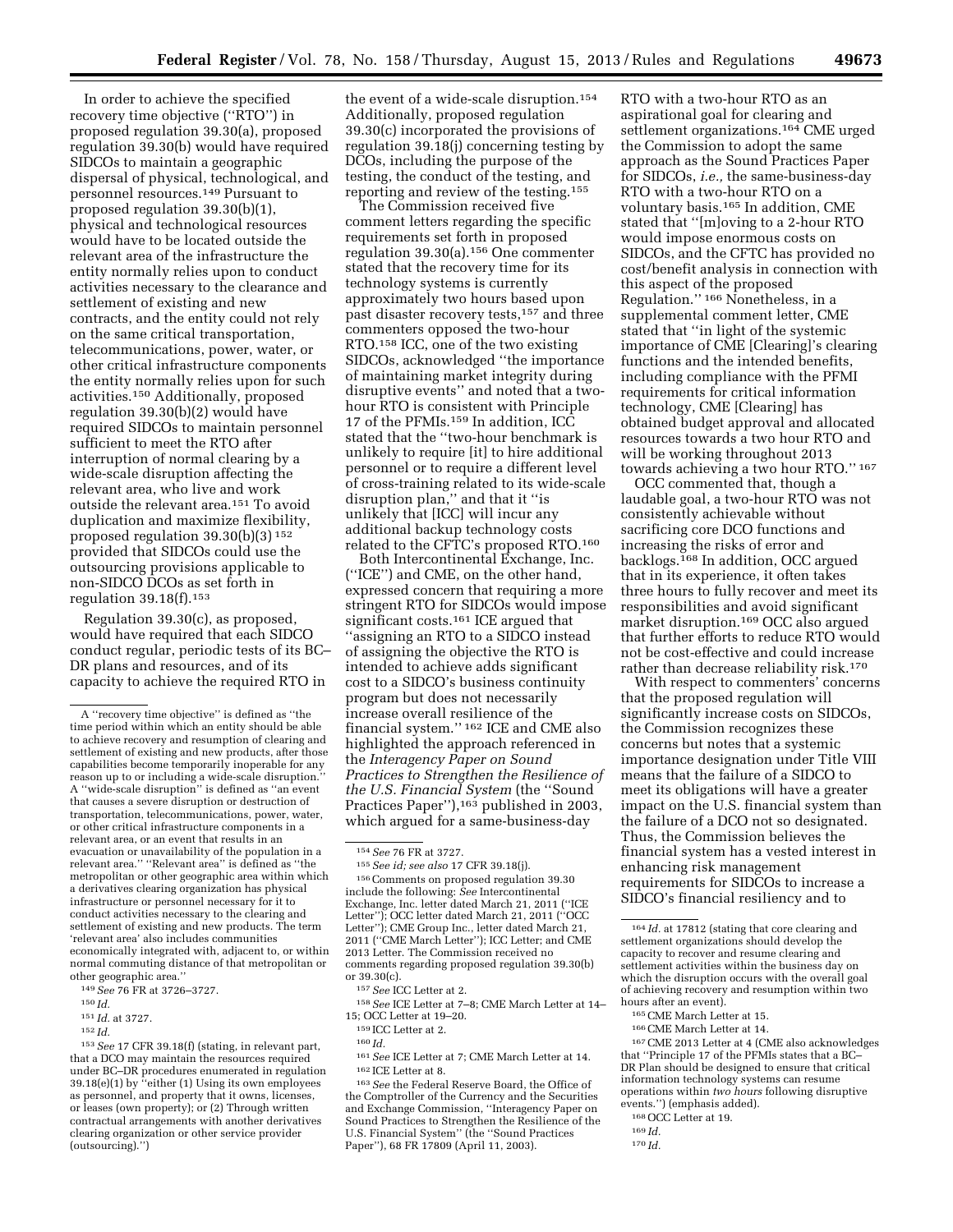In order to achieve the specified recovery time objective ("RTO") in proposed regulation 39.30(a), proposed regulation 39.30(b) would have required SIDCOs to maintain a geographic dispersal of physical, technological, and personnel resources.[149] Pursuant to proposed regulation 39.30(b)(1), physical and technological resources would have to be located outside the relevant area of the infrastructure the entity normally relies upon to conduct activities necessary to the clearance and settlement of existing and new contracts, and the entity could not rely on the same critical transportation, telecommunications, power, water, or other critical infrastructure components the entity normally relies upon for such activities.[150] Additionally, proposed regulation 39.30(b)(2) would have required SIDCOs to maintain personnel sufficient to meet the RTO after interruption of normal clearing by a wide-scale disruption affecting the relevant area, who live and work outside the relevant area.[151] To avoid duplication and maximize flexibility, proposed regulation 39.30(b)(3)[152] provided that SIDCOs could use the outsourcing provisions applicable to non-SIDCO DCOs as set forth in regulation 39.18(f).[153]

Regulation 39.30(c), as proposed, would have required that each SIDCO conduct regular, periodic tests of its BC–DR plans and resources, and of its capacity to achieve the required RTO in the event of a wide-scale disruption.[154] Additionally, proposed regulation 39.30(c) incorporated the provisions of regulation 39.18(j) concerning testing by DCOs, including the purpose of the testing, the conduct of the testing, and reporting and review of the testing.[155]

The Commission received five comment letters regarding the specific requirements set forth in proposed regulation 39.30(a).[156] One commenter stated that the recovery time for its technology systems is currently approximately two hours based upon past disaster recovery tests,[157] and three commenters opposed the two-hour RTO.[158] ICC, one of the two existing SIDCOs, acknowledged "the importance of maintaining market integrity during disruptive events" and noted that a two-hour RTO is consistent with Principle 17 of the PFMIs.[159] In addition, ICC stated that the "two-hour benchmark is unlikely to require [it] to hire additional personnel or to require a different level of cross-training related to its wide-scale disruption plan," and that it "is unlikely that [ICC] will incur any additional backup technology costs related to the CFTC's proposed RTO.[160]

Both Intercontinental Exchange, Inc. ("ICE") and CME, on the other hand, expressed concern that requiring a more stringent RTO for SIDCOs would impose significant costs.[161] ICE argued that "assigning an RTO to a SIDCO instead of assigning the objective the RTO is intended to achieve adds significant cost to a SIDCO's business continuity program but does not necessarily increase overall resilience of the financial system."[162] ICE and CME also highlighted the approach referenced in the *Interagency Paper on Sound Practices to Strengthen the Resilience of the U.S. Financial System* (the "Sound Practices Paper"),[163] published in 2003, which argued for a same-business-day RTO with a two-hour RTO as an aspirational goal for clearing and settlement organizations.[164] CME urged the Commission to adopt the same approach as the Sound Practices Paper for SIDCOs, *i.e.,* the same-business-day RTO with a two-hour RTO on a voluntary basis.[165] In addition, CME stated that "[m]oving to a 2-hour RTO would impose enormous costs on SIDCOs, and the CFTC has provided no cost/benefit analysis in connection with this aspect of the proposed Regulation."[166] Nonetheless, in a supplemental comment letter, CME stated that "in light of the systemic importance of CME [Clearing]'s clearing functions and the intended benefits, including compliance with the PFMI requirements for critical information technology, CME [Clearing] has obtained budget approval and allocated resources towards a two hour RTO and will be working throughout 2013 towards achieving a two hour RTO."[167]

OCC commented that, though a laudable goal, a two-hour RTO was not consistently achievable without sacrificing core DCO functions and increasing the risks of error and backlogs.[168] In addition, OCC argued that in its experience, it often takes three hours to fully recover and meet its responsibilities and avoid significant market disruption.[169] OCC also argued that further efforts to reduce RTO would not be cost-effective and could increase rather than decrease reliability risk.[170]

With respect to commenters' concerns that the proposed regulation will significantly increase costs on SIDCOs, the Commission recognizes these concerns but notes that a systemic importance designation under Title VIII means that the failure of a SIDCO to meet its obligations will have a greater impact on the U.S. financial system than the failure of a DCO not so designated. Thus, the Commission believes the financial system has a vested interest in enhancing risk management requirements for SIDCOs to increase a SIDCO's financial resiliency and to

---

A "recovery time objective" is defined as "the time period within which an entity should be able to achieve recovery and resumption of clearing and settlement of existing and new products, after those capabilities become temporarily inoperable for any reason up to or including a wide-scale disruption." A "wide-scale disruption" is defined as "an event that causes a severe disruption or destruction of transportation, telecommunications, power, water, or other critical infrastructure components in a relevant area, or an event that results in an evacuation or unavailability of the population in a relevant area." "Relevant area" is defined as "the metropolitan or other geographic area within which a derivatives clearing organization has physical infrastructure or personnel necessary for it to conduct activities necessary to the clearing and settlement of existing and new products. The term 'relevant area' also includes communities economically integrated with, adjacent to, or within normal commuting distance of that metropolitan or other geographic area."

[149] *See* 76 FR at 3726–3727.

[150] *Id.*

[151] *Id.* at 3727.

[152] *Id.*

[153] *See* 17 CFR 39.18(f) (stating, in relevant part, that a DCO may maintain the resources required under BC–DR procedures enumerated in regulation 39.18(e)(1) by "either (1) Using its own employees as personnel, and property that it owns, licenses, or leases (own property); or (2) Through written contractual arrangements with another derivatives clearing organization or other service provider (outsourcing).")

[154] *See* 76 FR at 3727.

[155] *See id; see also* 17 CFR 39.18(j).

[156] Comments on proposed regulation 39.30 include the following: *See* Intercontinental Exchange, Inc. letter dated March 21, 2011 ("ICE Letter"); OCC letter dated March 21, 2011 ("OCC Letter"); CME Group Inc., letter dated March 21, 2011 ("CME March Letter"); ICC Letter; and CME 2013 Letter. The Commission received no comments regarding proposed regulation 39.30(b) or 39.30(c).

[157] *See* ICC Letter at 2.

[158] *See* ICE Letter at 7–8; CME March Letter at 14–15; OCC Letter at 19–20.

[159] ICC Letter at 2.

[160] *Id.*

[161] *See* ICE Letter at 7; CME March Letter at 14.

[162] ICE Letter at 8.

[163] *See* the Federal Reserve Board, the Office of the Comptroller of the Currency and the Securities and Exchange Commission, "Interagency Paper on Sound Practices to Strengthen the Resilience of the U.S. Financial System" (the "Sound Practices Paper"), 68 FR 17809 (April 11, 2003).

[164] *Id.* at 17812 (stating that core clearing and settlement organizations should develop the capacity to recover and resume clearing and settlement activities within the business day on which the disruption occurs with the overall goal of achieving recovery and resumption within two hours after an event).

[165] CME March Letter at 15.

[166] CME March Letter at 14.

[167] CME 2013 Letter at 4 (CME also acknowledges that "Principle 17 of the PFMIs states that a BC–DR Plan should be designed to ensure that critical information technology systems can resume operations within *two hours* following disruptive events.") (emphasis added).

[168] OCC Letter at 19.

[169] *Id.*

[170] *Id.*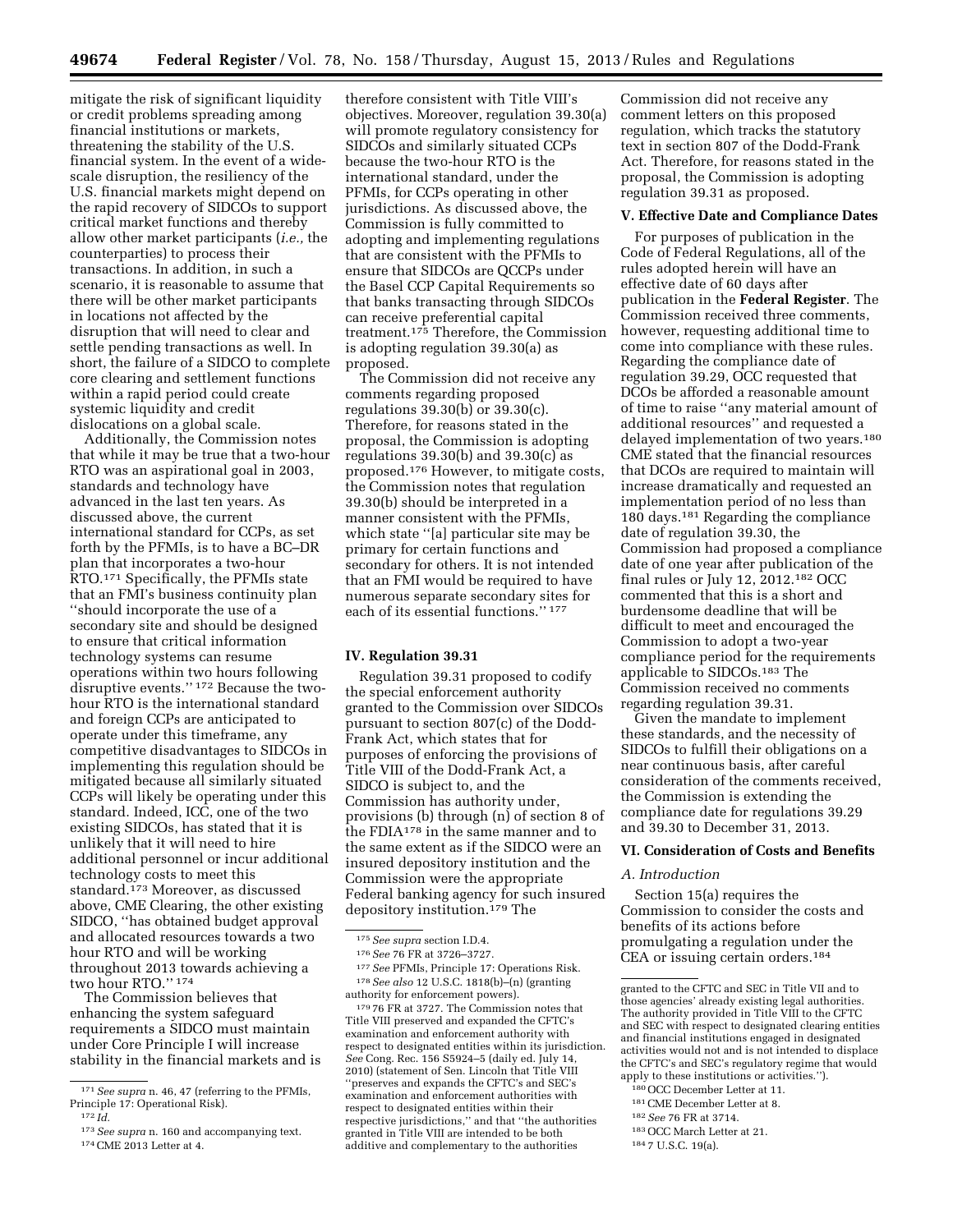mitigate the risk of significant liquidity or credit problems spreading among financial institutions or markets, threatening the stability of the U.S. financial system. In the event of a wide-scale disruption, the resiliency of the U.S. financial markets might depend on the rapid recovery of SIDCOs to support critical market functions and thereby allow other market participants (*i.e.,* the counterparties) to process their transactions. In addition, in such a scenario, it is reasonable to assume that there will be other market participants in locations not affected by the disruption that will need to clear and settle pending transactions as well. In short, the failure of a SIDCO to complete core clearing and settlement functions within a rapid period could create systemic liquidity and credit dislocations on a global scale.

Additionally, the Commission notes that while it may be true that a two-hour RTO was an aspirational goal in 2003, standards and technology have advanced in the last ten years. As discussed above, the current international standard for CCPs, as set forth by the PFMIs, is to have a BC–DR plan that incorporates a two-hour RTO.[171] Specifically, the PFMIs state that an FMI's business continuity plan ''should incorporate the use of a secondary site and should be designed to ensure that critical information technology systems can resume operations within two hours following disruptive events.'' [172] Because the two-hour RTO is the international standard and foreign CCPs are anticipated to operate under this timeframe, any competitive disadvantages to SIDCOs in implementing this regulation should be mitigated because all similarly situated CCPs will likely be operating under this standard. Indeed, ICC, one of the two existing SIDCOs, has stated that it is unlikely that it will need to hire additional personnel or incur additional technology costs to meet this standard.[173] Moreover, as discussed above, CME Clearing, the other existing SIDCO, ''has obtained budget approval and allocated resources towards a two hour RTO and will be working throughout 2013 towards achieving a two hour RTO.'' [174]

The Commission believes that enhancing the system safeguard requirements a SIDCO must maintain under Core Principle I will increase stability in the financial markets and is therefore consistent with Title VIII's objectives. Moreover, regulation 39.30(a) will promote regulatory consistency for SIDCOs and similarly situated CCPs because the two-hour RTO is the international standard, under the PFMIs, for CCPs operating in other jurisdictions. As discussed above, the Commission is fully committed to adopting and implementing regulations that are consistent with the PFMIs to ensure that SIDCOs are QCCPs under the Basel CCP Capital Requirements so that banks transacting through SIDCOs can receive preferential capital treatment.[175] Therefore, the Commission is adopting regulation 39.30(a) as proposed.

The Commission did not receive any comments regarding proposed regulations 39.30(b) or 39.30(c). Therefore, for reasons stated in the proposal, the Commission is adopting regulations 39.30(b) and 39.30(c) as proposed.[176] However, to mitigate costs, the Commission notes that regulation 39.30(b) should be interpreted in a manner consistent with the PFMIs, which state ''[a] particular site may be primary for certain functions and secondary for others. It is not intended that an FMI would be required to have numerous separate secondary sites for each of its essential functions.'' [177]

## IV. Regulation 39.31

Regulation 39.31 proposed to codify the special enforcement authority granted to the Commission over SIDCOs pursuant to section 807(c) of the Dodd-Frank Act, which states that for purposes of enforcing the provisions of Title VIII of the Dodd-Frank Act, a SIDCO is subject to, and the Commission has authority under, provisions (b) through (n) of section 8 of the FDIA[178] in the same manner and to the same extent as if the SIDCO were an insured depository institution and the Commission were the appropriate Federal banking agency for such insured depository institution.[179] The Commission did not receive any comment letters on this proposed regulation, which tracks the statutory text in section 807 of the Dodd-Frank Act. Therefore, for reasons stated in the proposal, the Commission is adopting regulation 39.31 as proposed.

## V. Effective Date and Compliance Dates

For purposes of publication in the Code of Federal Regulations, all of the rules adopted herein will have an effective date of 60 days after publication in the **Federal Register**. The Commission received three comments, however, requesting additional time to come into compliance with these rules. Regarding the compliance date of regulation 39.29, OCC requested that DCOs be afforded a reasonable amount of time to raise ''any material amount of additional resources'' and requested a delayed implementation of two years.[180] CME stated that the financial resources that DCOs are required to maintain will increase dramatically and requested an implementation period of no less than 180 days.[181] Regarding the compliance date of regulation 39.30, the Commission had proposed a compliance date of one year after publication of the final rules or July 12, 2012.[182] OCC commented that this is a short and burdensome deadline that will be difficult to meet and encouraged the Commission to adopt a two-year compliance period for the requirements applicable to SIDCOs.[183] The Commission received no comments regarding regulation 39.31.

Given the mandate to implement these standards, and the necessity of SIDCOs to fulfill their obligations on a near continuous basis, after careful consideration of the comments received, the Commission is extending the compliance date for regulations 39.29 and 39.30 to December 31, 2013.

## VI. Consideration of Costs and Benefits

### A. Introduction

Section 15(a) requires the Commission to consider the costs and benefits of its actions before promulgating a regulation under the CEA or issuing certain orders.[184]

---

[171] *See supra* n. 46, 47 (referring to the PFMIs, Principle 17: Operational Risk).

[172] *Id.*

[173] *See supra* n. 160 and accompanying text.

[174] CME 2013 Letter at 4.

[175] *See supra* section I.D.4.

[176] *See* 76 FR at 3726–3727.

[177] *See* PFMIs, Principle 17: Operations Risk.

[178] *See also* 12 U.S.C. 1818(b)–(n) (granting authority for enforcement powers).

[179] 76 FR at 3727. The Commission notes that Title VIII preserved and expanded the CFTC's examination and enforcement authority with respect to designated entities within its jurisdiction. *See* Cong. Rec. 156 S5924–5 (daily ed. July 14, 2010) (statement of Sen. Lincoln that Title VIII ''preserves and expands the CFTC's and SEC's examination and enforcement authorities with respect to designated entities within their respective jurisdictions,'' and that ''the authorities granted in Title VIII are intended to be both additive and complementary to the authorities granted to the CFTC and SEC in Title VII and to those agencies' already existing legal authorities. The authority provided in Title VIII to the CFTC and SEC with respect to designated clearing entities and financial institutions engaged in designated activities would not and is not intended to displace the CFTC's and SEC's regulatory regime that would apply to these institutions or activities.'').

[180] OCC December Letter at 11.

[181] CME December Letter at 8.

[182] *See* 76 FR at 3714.

[183] OCC March Letter at 21.

[184] 7 U.S.C. 19(a).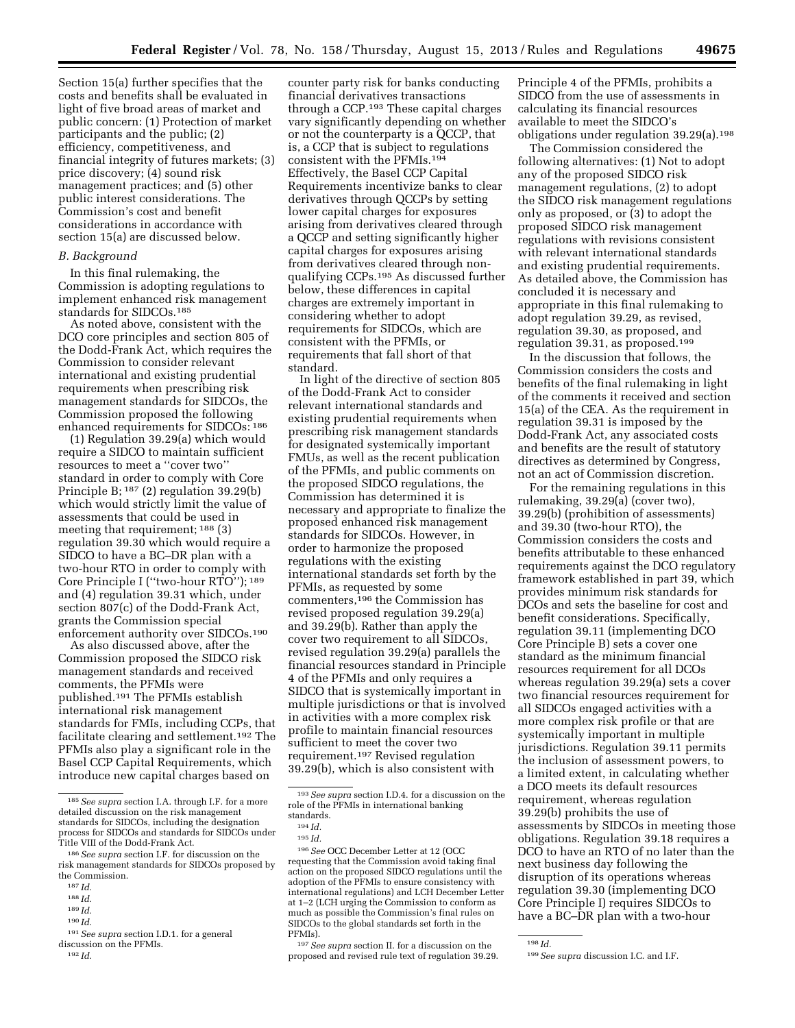Section 15(a) further specifies that the costs and benefits shall be evaluated in light of five broad areas of market and public concern: (1) Protection of market participants and the public; (2) efficiency, competitiveness, and financial integrity of futures markets; (3) price discovery; (4) sound risk management practices; and (5) other public interest considerations. The Commission's cost and benefit considerations in accordance with section 15(a) are discussed below.

### *B. Background*

In this final rulemaking, the Commission is adopting regulations to implement enhanced risk management standards for SIDCOs.[185]

As noted above, consistent with the DCO core principles and section 805 of the Dodd-Frank Act, which requires the Commission to consider relevant international and existing prudential requirements when prescribing risk management standards for SIDCOs, the Commission proposed the following enhanced requirements for SIDCOs:[186]

(1) Regulation 39.29(a) which would require a SIDCO to maintain sufficient resources to meet a ''cover two'' standard in order to comply with Core Principle B;[187] (2) regulation 39.29(b) which would strictly limit the value of assessments that could be used in meeting that requirement;[188] (3) regulation 39.30 which would require a SIDCO to have a BC–DR plan with a two-hour RTO in order to comply with Core Principle I (''two-hour RTO'');[189] and (4) regulation 39.31 which, under section 807(c) of the Dodd-Frank Act, grants the Commission special enforcement authority over SIDCOs.[190]

As also discussed above, after the Commission proposed the SIDCO risk management standards and received comments, the PFMIs were published.[191] The PFMIs establish international risk management standards for FMIs, including CCPs, that facilitate clearing and settlement.[192] The PFMIs also play a significant role in the Basel CCP Capital Requirements, which introduce new capital charges based on counter party risk for banks conducting financial derivatives transactions through a CCP.[193] These capital charges vary significantly depending on whether or not the counterparty is a QCCP, that is, a CCP that is subject to regulations consistent with the PFMIs.[194] Effectively, the Basel CCP Capital Requirements incentivize banks to clear derivatives through QCCPs by setting lower capital charges for exposures arising from derivatives cleared through a QCCP and setting significantly higher capital charges for exposures arising from derivatives cleared through non-qualifying CCPs.[195] As discussed further below, these differences in capital charges are extremely important in considering whether to adopt requirements for SIDCOs, which are consistent with the PFMIs, or requirements that fall short of that standard.

In light of the directive of section 805 of the Dodd-Frank Act to consider relevant international standards and existing prudential requirements when prescribing risk management standards for designated systemically important FMUs, as well as the recent publication of the PFMIs, and public comments on the proposed SIDCO regulations, the Commission has determined it is necessary and appropriate to finalize the proposed enhanced risk management standards for SIDCOs. However, in order to harmonize the proposed regulations with the existing international standards set forth by the PFMIs, as requested by some commenters,[196] the Commission has revised proposed regulation 39.29(a) and 39.29(b). Rather than apply the cover two requirement to all SIDCOs, revised regulation 39.29(a) parallels the financial resources standard in Principle 4 of the PFMIs and only requires a SIDCO that is systemically important in multiple jurisdictions or that is involved in activities with a more complex risk profile to maintain financial resources sufficient to meet the cover two requirement.[197] Revised regulation 39.29(b), which is also consistent with Principle 4 of the PFMIs, prohibits a SIDCO from the use of assessments in calculating its financial resources available to meet the SIDCO's obligations under regulation 39.29(a).[198]

The Commission considered the following alternatives: (1) Not to adopt any of the proposed SIDCO risk management regulations, (2) to adopt the SIDCO risk management regulations only as proposed, or (3) to adopt the proposed SIDCO risk management regulations with revisions consistent with relevant international standards and existing prudential requirements. As detailed above, the Commission has concluded it is necessary and appropriate in this final rulemaking to adopt regulation 39.29, as revised, regulation 39.30, as proposed, and regulation 39.31, as proposed.[199]

In the discussion that follows, the Commission considers the costs and benefits of the final rulemaking in light of the comments it received and section 15(a) of the CEA. As the requirement in regulation 39.31 is imposed by the Dodd-Frank Act, any associated costs and benefits are the result of statutory directives as determined by Congress, not an act of Commission discretion.

For the remaining regulations in this rulemaking, 39.29(a) (cover two), 39.29(b) (prohibition of assessments) and 39.30 (two-hour RTO), the Commission considers the costs and benefits attributable to these enhanced requirements against the DCO regulatory framework established in part 39, which provides minimum risk standards for DCOs and sets the baseline for cost and benefit considerations. Specifically, regulation 39.11 (implementing DCO Core Principle B) sets a cover one standard as the minimum financial resources requirement for all DCOs whereas regulation 39.29(a) sets a cover two financial resources requirement for all SIDCOs engaged activities with a more complex risk profile or that are systemically important in multiple jurisdictions. Regulation 39.11 permits the inclusion of assessment powers, to a limited extent, in calculating whether a DCO meets its default resources requirement, whereas regulation 39.29(b) prohibits the use of assessments by SIDCOs in meeting those obligations. Regulation 39.18 requires a DCO to have an RTO of no later than the next business day following the disruption of its operations whereas regulation 39.30 (implementing DCO Core Principle I) requires SIDCOs to have a BC–DR plan with a two-hour

---

[185] *See supra* section I.A. through I.F. for a more detailed discussion on the risk management standards for SIDCOs, including the designation process for SIDCOs and standards for SIDCOs under Title VIII of the Dodd-Frank Act.

[186] *See supra* section I.F. for discussion on the risk management standards for SIDCOs proposed by the Commission.

[187] *Id.*

[188] *Id.*

[189] *Id.*

[190] *Id.*

[191] *See supra* section I.D.1. for a general discussion on the PFMIs.

[192] *Id.*

[193] *See supra* section I.D.4. for a discussion on the role of the PFMIs in international banking standards.

[194] *Id.*

[195] *Id.*

[196] *See* OCC December Letter at 12 (OCC requesting that the Commission avoid taking final action on the proposed SIDCO regulations until the adoption of the PFMIs to ensure consistency with international regulations) and LCH December Letter at 1–2 (LCH urging the Commission to conform as much as possible the Commission's final rules on SIDCOs to the global standards set forth in the PFMIs).

[197] *See supra* section II. for a discussion on the proposed and revised rule text of regulation 39.29.

[198] *Id.*

[199] *See supra* discussion I.C. and I.F.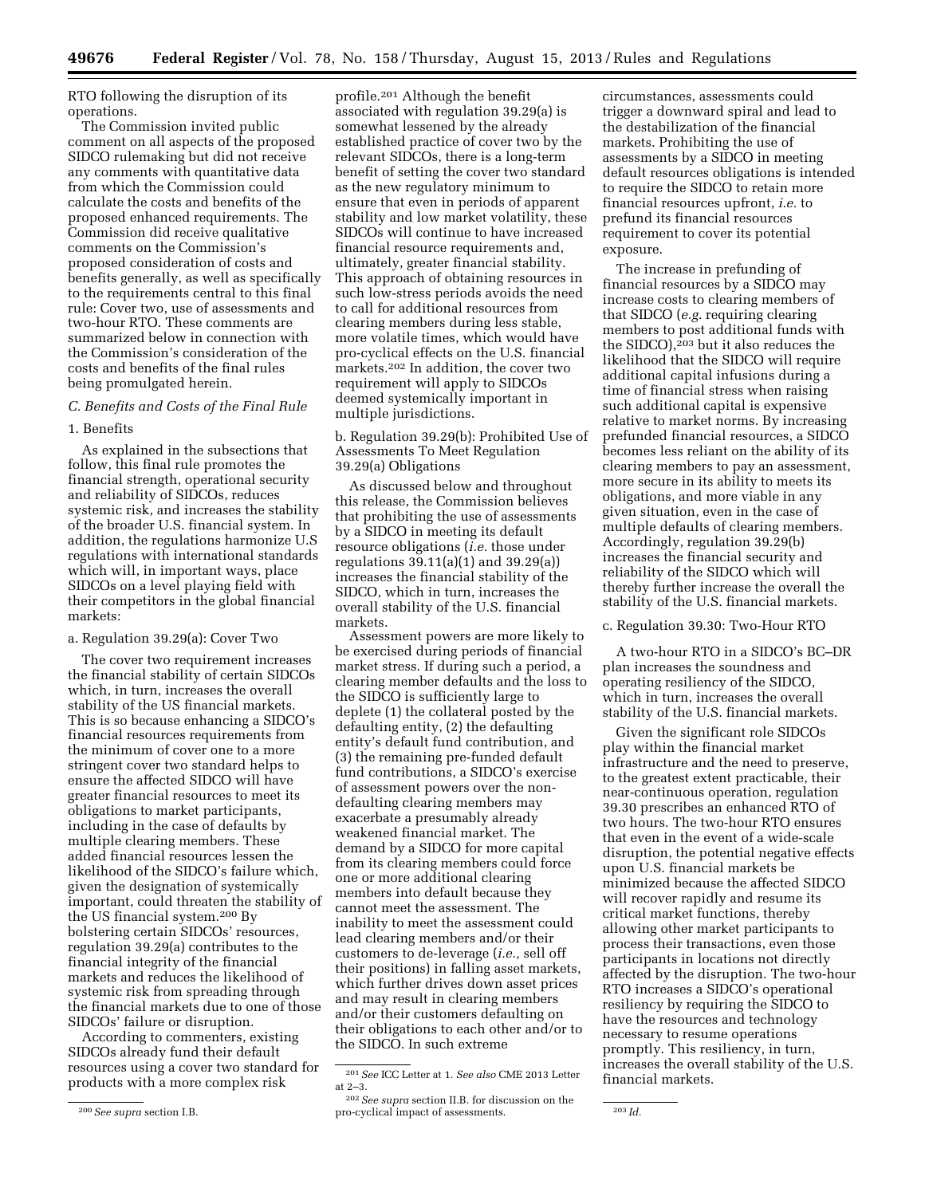RTO following the disruption of its operations.

The Commission invited public comment on all aspects of the proposed SIDCO rulemaking but did not receive any comments with quantitative data from which the Commission could calculate the costs and benefits of the proposed enhanced requirements. The Commission did receive qualitative comments on the Commission's proposed consideration of costs and benefits generally, as well as specifically to the requirements central to this final rule: Cover two, use of assessments and two-hour RTO. These comments are summarized below in connection with the Commission's consideration of the costs and benefits of the final rules being promulgated herein.

### C. Benefits and Costs of the Final Rule

#### 1. Benefits

As explained in the subsections that follow, this final rule promotes the financial strength, operational security and reliability of SIDCOs, reduces systemic risk, and increases the stability of the broader U.S. financial system. In addition, the regulations harmonize U.S regulations with international standards which will, in important ways, place SIDCOs on a level playing field with their competitors in the global financial markets:

##### a. Regulation 39.29(a): Cover Two

The cover two requirement increases the financial stability of certain SIDCOs which, in turn, increases the overall stability of the US financial markets. This is so because enhancing a SIDCO's financial resources requirements from the minimum of cover one to a more stringent cover two standard helps to ensure the affected SIDCO will have greater financial resources to meet its obligations to market participants, including in the case of defaults by multiple clearing members. These added financial resources lessen the likelihood of the SIDCO's failure which, given the designation of systemically important, could threaten the stability of the US financial system.[200] By bolstering certain SIDCOs' resources, regulation 39.29(a) contributes to the financial integrity of the financial markets and reduces the likelihood of systemic risk from spreading through the financial markets due to one of those SIDCOs' failure or disruption.

According to commenters, existing SIDCOs already fund their default resources using a cover two standard for products with a more complex risk profile.[201] Although the benefit associated with regulation 39.29(a) is somewhat lessened by the already established practice of cover two by the relevant SIDCOs, there is a long-term benefit of setting the cover two standard as the new regulatory minimum to ensure that even in periods of apparent stability and low market volatility, these SIDCOs will continue to have increased financial resource requirements and, ultimately, greater financial stability. This approach of obtaining resources in such low-stress periods avoids the need to call for additional resources from clearing members during less stable, more volatile times, which would have pro-cyclical effects on the U.S. financial markets.[202] In addition, the cover two requirement will apply to SIDCOs deemed systemically important in multiple jurisdictions.

##### b. Regulation 39.29(b): Prohibited Use of Assessments To Meet Regulation 39.29(a) Obligations

As discussed below and throughout this release, the Commission believes that prohibiting the use of assessments by a SIDCO in meeting its default resource obligations (*i.e.* those under regulations 39.11(a)(1) and 39.29(a)) increases the financial stability of the SIDCO, which in turn, increases the overall stability of the U.S. financial markets.

Assessment powers are more likely to be exercised during periods of financial market stress. If during such a period, a clearing member defaults and the loss to the SIDCO is sufficiently large to deplete (1) the collateral posted by the defaulting entity, (2) the defaulting entity's default fund contribution, and (3) the remaining pre-funded default fund contributions, a SIDCO's exercise of assessment powers over the non-defaulting clearing members may exacerbate a presumably already weakened financial market. The demand by a SIDCO for more capital from its clearing members could force one or more additional clearing members into default because they cannot meet the assessment. The inability to meet the assessment could lead clearing members and/or their customers to de-leverage (*i.e.,* sell off their positions) in falling asset markets, which further drives down asset prices and may result in clearing members and/or their customers defaulting on their obligations to each other and/or to the SIDCO. In such extreme circumstances, assessments could trigger a downward spiral and lead to the destabilization of the financial markets. Prohibiting the use of assessments by a SIDCO in meeting default resources obligations is intended to require the SIDCO to retain more financial resources upfront, *i.e.* to prefund its financial resources requirement to cover its potential exposure.

The increase in prefunding of financial resources by a SIDCO may increase costs to clearing members of that SIDCO (*e.g.* requiring clearing members to post additional funds with the SIDCO),[203] but it also reduces the likelihood that the SIDCO will require additional capital infusions during a time of financial stress when raising such additional capital is expensive relative to market norms. By increasing prefunded financial resources, a SIDCO becomes less reliant on the ability of its clearing members to pay an assessment, more secure in its ability to meets its obligations, and more viable in any given situation, even in the case of multiple defaults of clearing members. Accordingly, regulation 39.29(b) increases the financial security and reliability of the SIDCO which will thereby further increase the overall the stability of the U.S. financial markets.

##### c. Regulation 39.30: Two-Hour RTO

A two-hour RTO in a SIDCO's BC–DR plan increases the soundness and operating resiliency of the SIDCO, which in turn, increases the overall stability of the U.S. financial markets.

Given the significant role SIDCOs play within the financial market infrastructure and the need to preserve, to the greatest extent practicable, their near-continuous operation, regulation 39.30 prescribes an enhanced RTO of two hours. The two-hour RTO ensures that even in the event of a wide-scale disruption, the potential negative effects upon U.S. financial markets be minimized because the affected SIDCO will recover rapidly and resume its critical market functions, thereby allowing other market participants to process their transactions, even those participants in locations not directly affected by the disruption. The two-hour RTO increases a SIDCO's operational resiliency by requiring the SIDCO to have the resources and technology necessary to resume operations promptly. This resiliency, in turn, increases the overall stability of the U.S. financial markets.

---

[200] *See supra* section I.B.

[201] *See* ICC Letter at 1. *See also* CME 2013 Letter at 2–3.

[202] *See supra* section II.B. for discussion on the pro-cyclical impact of assessments.

[203] *Id.*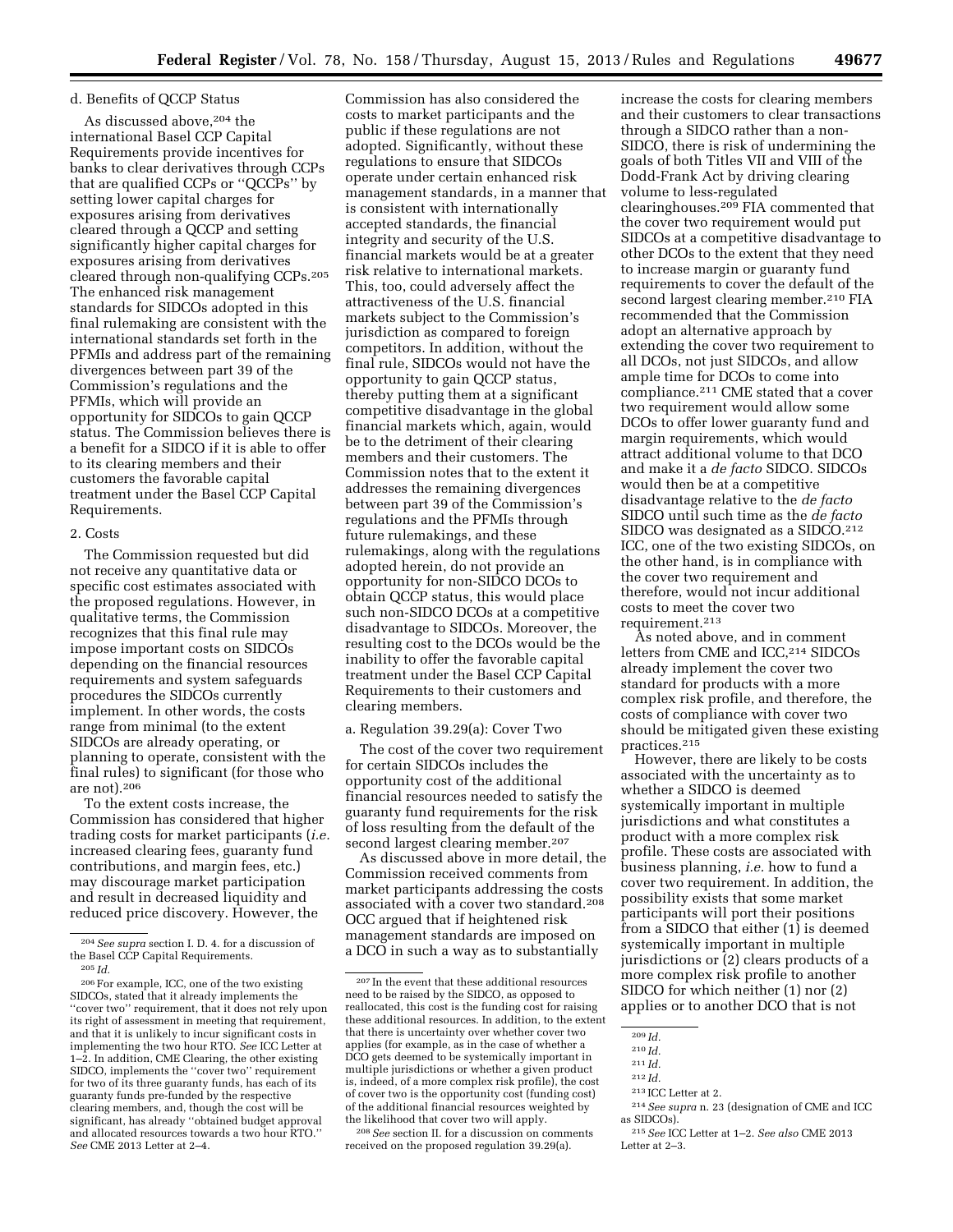d. Benefits of QCCP Status

As discussed above,[204] the international Basel CCP Capital Requirements provide incentives for banks to clear derivatives through CCPs that are qualified CCPs or ''QCCPs'' by setting lower capital charges for exposures arising from derivatives cleared through a QCCP and setting significantly higher capital charges for exposures arising from derivatives cleared through non-qualifying CCPs.[205] The enhanced risk management standards for SIDCOs adopted in this final rulemaking are consistent with the international standards set forth in the PFMIs and address part of the remaining divergences between part 39 of the Commission's regulations and the PFMIs, which will provide an opportunity for SIDCOs to gain QCCP status. The Commission believes there is a benefit for a SIDCO if it is able to offer to its clearing members and their customers the favorable capital treatment under the Basel CCP Capital Requirements.

2. Costs

The Commission requested but did not receive any quantitative data or specific cost estimates associated with the proposed regulations. However, in qualitative terms, the Commission recognizes that this final rule may impose important costs on SIDCOs depending on the financial resources requirements and system safeguards procedures the SIDCOs currently implement. In other words, the costs range from minimal (to the extent SIDCOs are already operating, or planning to operate, consistent with the final rules) to significant (for those who are not).[206]

To the extent costs increase, the Commission has considered that higher trading costs for market participants (*i.e.* increased clearing fees, guaranty fund contributions, and margin fees, etc.) may discourage market participation and result in decreased liquidity and reduced price discovery. However, the Commission has also considered the costs to market participants and the public if these regulations are not adopted. Significantly, without these regulations to ensure that SIDCOs operate under certain enhanced risk management standards, in a manner that is consistent with internationally accepted standards, the financial integrity and security of the U.S. financial markets would be at a greater risk relative to international markets. This, too, could adversely affect the attractiveness of the U.S. financial markets subject to the Commission's jurisdiction as compared to foreign competitors. In addition, without the final rule, SIDCOs would not have the opportunity to gain QCCP status, thereby putting them at a significant competitive disadvantage in the global financial markets which, again, would be to the detriment of their clearing members and their customers. The Commission notes that to the extent it addresses the remaining divergences between part 39 of the Commission's regulations and the PFMIs through future rulemakings, and these rulemakings, along with the regulations adopted herein, do not provide an opportunity for non-SIDCO DCOs to obtain QCCP status, this would place such non-SIDCO DCOs at a competitive disadvantage to SIDCOs. Moreover, the resulting cost to the DCOs would be the inability to offer the favorable capital treatment under the Basel CCP Capital Requirements to their customers and clearing members.

a. Regulation 39.29(a): Cover Two

The cost of the cover two requirement for certain SIDCOs includes the opportunity cost of the additional financial resources needed to satisfy the guaranty fund requirements for the risk of loss resulting from the default of the second largest clearing member.[207]

As discussed above in more detail, the Commission received comments from market participants addressing the costs associated with a cover two standard.[208] OCC argued that if heightened risk management standards are imposed on a DCO in such a way as to substantially increase the costs for clearing members and their customers to clear transactions through a SIDCO rather than a non-SIDCO, there is risk of undermining the goals of both Titles VII and VIII of the Dodd-Frank Act by driving clearing volume to less-regulated clearinghouses.[209] FIA commented that the cover two requirement would put SIDCOs at a competitive disadvantage to other DCOs to the extent that they need to increase margin or guaranty fund requirements to cover the default of the second largest clearing member.[210] FIA recommended that the Commission adopt an alternative approach by extending the cover two requirement to all DCOs, not just SIDCOs, and allow ample time for DCOs to come into compliance.[211] CME stated that a cover two requirement would allow some DCOs to offer lower guaranty fund and margin requirements, which would attract additional volume to that DCO and make it a *de facto* SIDCO. SIDCOs would then be at a competitive disadvantage relative to the *de facto* SIDCO until such time as the *de facto* SIDCO was designated as a SIDCO.[212] ICC, one of the two existing SIDCOs, on the other hand, is in compliance with the cover two requirement and therefore, would not incur additional costs to meet the cover two requirement.[213]

As noted above, and in comment letters from CME and ICC,[214] SIDCOs already implement the cover two standard for products with a more complex risk profile, and therefore, the costs of compliance with cover two should be mitigated given these existing practices.[215]

However, there are likely to be costs associated with the uncertainty as to whether a SIDCO is deemed systemically important in multiple jurisdictions and what constitutes a product with a more complex risk profile. These costs are associated with business planning, *i.e.* how to fund a cover two requirement. In addition, the possibility exists that some market participants will port their positions from a SIDCO that either (1) is deemed systemically important in multiple jurisdictions or (2) clears products of a more complex risk profile to another SIDCO for which neither (1) nor (2) applies or to another DCO that is not

---

[204] *See supra* section I. D. 4. for a discussion of the Basel CCP Capital Requirements.

[205] *Id.*

[206] For example, ICC, one of the two existing SIDCOs, stated that it already implements the ''cover two'' requirement, that it does not rely upon its right of assessment in meeting that requirement, and that it is unlikely to incur significant costs in implementing the two hour RTO. *See* ICC Letter at 1–2. In addition, CME Clearing, the other existing SIDCO, implements the ''cover two'' requirement for two of its three guaranty funds, has each of its guaranty funds pre-funded by the respective clearing members, and, though the cost will be significant, has already ''obtained budget approval and allocated resources towards a two hour RTO.'' *See* CME 2013 Letter at 2–4.

[207] In the event that these additional resources need to be raised by the SIDCO, as opposed to reallocated, this cost is the funding cost for raising these additional resources. In addition, to the extent that there is uncertainty over whether cover two applies (for example, as in the case of whether a DCO gets deemed to be systemically important in multiple jurisdictions or whether a given product is, indeed, of a more complex risk profile), the cost of cover two is the opportunity cost (funding cost) of the additional financial resources weighted by the likelihood that cover two will apply.

[208] *See* section II. for a discussion on comments received on the proposed regulation 39.29(a).

[209] *Id.*

[210] *Id.*

[211] *Id.*

[212] *Id.*

[213] ICC Letter at 2.

[214] *See supra* n. 23 (designation of CME and ICC as SIDCOs).

[215] *See* ICC Letter at 1–2. *See also* CME 2013 Letter at 2–3.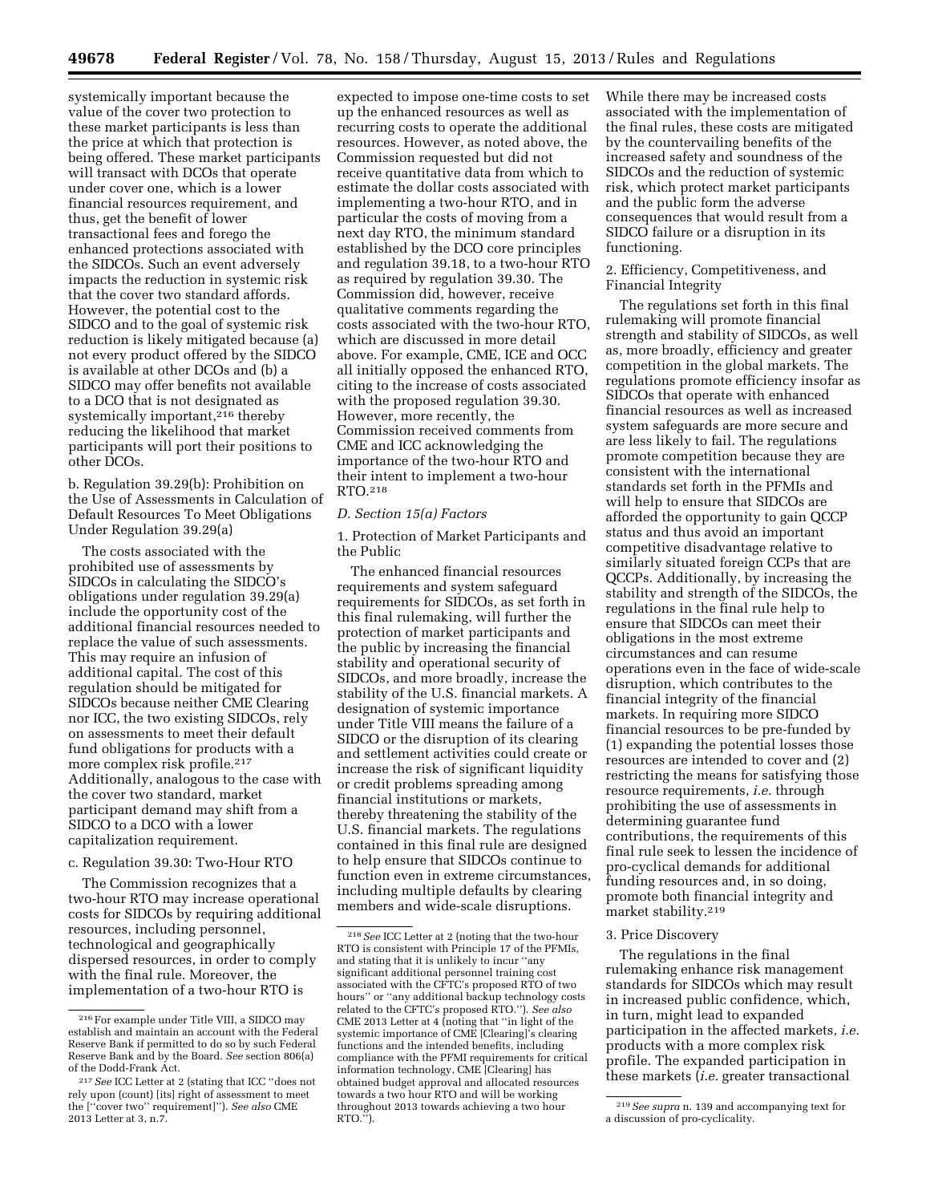systemically important because the value of the cover two protection to these market participants is less than the price at which that protection is being offered. These market participants will transact with DCOs that operate under cover one, which is a lower financial resources requirement, and thus, get the benefit of lower transactional fees and forego the enhanced protections associated with the SIDCOs. Such an event adversely impacts the reduction in systemic risk that the cover two standard affords. However, the potential cost to the SIDCO and to the goal of systemic risk reduction is likely mitigated because (a) not every product offered by the SIDCO is available at other DCOs and (b) a SIDCO may offer benefits not available to a DCO that is not designated as systemically important,[216] thereby reducing the likelihood that market participants will port their positions to other DCOs.

b. Regulation 39.29(b): Prohibition on the Use of Assessments in Calculation of Default Resources To Meet Obligations Under Regulation 39.29(a)

The costs associated with the prohibited use of assessments by SIDCOs in calculating the SIDCO's obligations under regulation 39.29(a) include the opportunity cost of the additional financial resources needed to replace the value of such assessments. This may require an infusion of additional capital. The cost of this regulation should be mitigated for SIDCOs because neither CME Clearing nor ICC, the two existing SIDCOs, rely on assessments to meet their default fund obligations for products with a more complex risk profile.[217] Additionally, analogous to the case with the cover two standard, market participant demand may shift from a SIDCO to a DCO with a lower capitalization requirement.

c. Regulation 39.30: Two-Hour RTO

The Commission recognizes that a two-hour RTO may increase operational costs for SIDCOs by requiring additional resources, including personnel, technological and geographically dispersed resources, in order to comply with the final rule. Moreover, the implementation of a two-hour RTO is expected to impose one-time costs to set up the enhanced resources as well as recurring costs to operate the additional resources. However, as noted above, the Commission requested but did not receive quantitative data from which to estimate the dollar costs associated with implementing a two-hour RTO, and in particular the costs of moving from a next day RTO, the minimum standard established by the DCO core principles and regulation 39.18, to a two-hour RTO as required by regulation 39.30. The Commission did, however, receive qualitative comments regarding the costs associated with the two-hour RTO, which are discussed in more detail above. For example, CME, ICE and OCC all initially opposed the enhanced RTO, citing to the increase of costs associated with the proposed regulation 39.30. However, more recently, the Commission received comments from CME and ICC acknowledging the importance of the two-hour RTO and their intent to implement a two-hour RTO.[218]

*D. Section 15(a) Factors*

1. Protection of Market Participants and the Public

The enhanced financial resources requirements and system safeguard requirements for SIDCOs, as set forth in this final rulemaking, will further the protection of market participants and the public by increasing the financial stability and operational security of SIDCOs, and more broadly, increase the stability of the U.S. financial markets. A designation of systemic importance under Title VIII means the failure of a SIDCO or the disruption of its clearing and settlement activities could create or increase the risk of significant liquidity or credit problems spreading among financial institutions or markets, thereby threatening the stability of the U.S. financial markets. The regulations contained in this final rule are designed to help ensure that SIDCOs continue to function even in extreme circumstances, including multiple defaults by clearing members and wide-scale disruptions. While there may be increased costs associated with the implementation of the final rules, these costs are mitigated by the countervailing benefits of the increased safety and soundness of the SIDCOs and the reduction of systemic risk, which protect market participants and the public form the adverse consequences that would result from a SIDCO failure or a disruption in its functioning.

2. Efficiency, Competitiveness, and Financial Integrity

The regulations set forth in this final rulemaking will promote financial strength and stability of SIDCOs, as well as, more broadly, efficiency and greater competition in the global markets. The regulations promote efficiency insofar as SIDCOs that operate with enhanced financial resources as well as increased system safeguards are more secure and are less likely to fail. The regulations promote competition because they are consistent with the international standards set forth in the PFMIs and will help to ensure that SIDCOs are afforded the opportunity to gain QCCP status and thus avoid an important competitive disadvantage relative to similarly situated foreign CCPs that are QCCPs. Additionally, by increasing the stability and strength of the SIDCOs, the regulations in the final rule help to ensure that SIDCOs can meet their obligations in the most extreme circumstances and can resume operations even in the face of wide-scale disruption, which contributes to the financial integrity of the financial markets. In requiring more SIDCO financial resources to be pre-funded by (1) expanding the potential losses those resources are intended to cover and (2) restricting the means for satisfying those resource requirements, *i.e.* through prohibiting the use of assessments in determining guarantee fund contributions, the requirements of this final rule seek to lessen the incidence of pro-cyclical demands for additional funding resources and, in so doing, promote both financial integrity and market stability.[219]

3. Price Discovery

The regulations in the final rulemaking enhance risk management standards for SIDCOs which may result in increased public confidence, which, in turn, might lead to expanded participation in the affected markets, *i.e.* products with a more complex risk profile. The expanded participation in these markets (*i.e.* greater transactional

---

[216] For example under Title VIII, a SIDCO may establish and maintain an account with the Federal Reserve Bank if permitted to do so by such Federal Reserve Bank and by the Board. *See* section 806(a) of the Dodd-Frank Act.

[217] *See* ICC Letter at 2 (stating that ICC "does not rely upon (count) [its] right of assessment to meet the ["cover two" requirement]"). *See also* CME 2013 Letter at 3, n.7.

[218] *See* ICC Letter at 2 (noting that the two-hour RTO is consistent with Principle 17 of the PFMIs, and stating that it is unlikely to incur "any significant additional personnel training cost associated with the CFTC's proposed RTO of two hours" or "any additional backup technology costs related to the CFTC's proposed RTO."). *See also* CME 2013 Letter at 4 (noting that "in light of the systemic importance of CME [Clearing]'s clearing functions and the intended benefits, including compliance with the PFMI requirements for critical information technology, CME [Clearing] has obtained budget approval and allocated resources towards a two hour RTO and will be working throughout 2013 towards achieving a two hour RTO.").

[219] *See supra* n. 139 and accompanying text for a discussion of pro-cyclicality.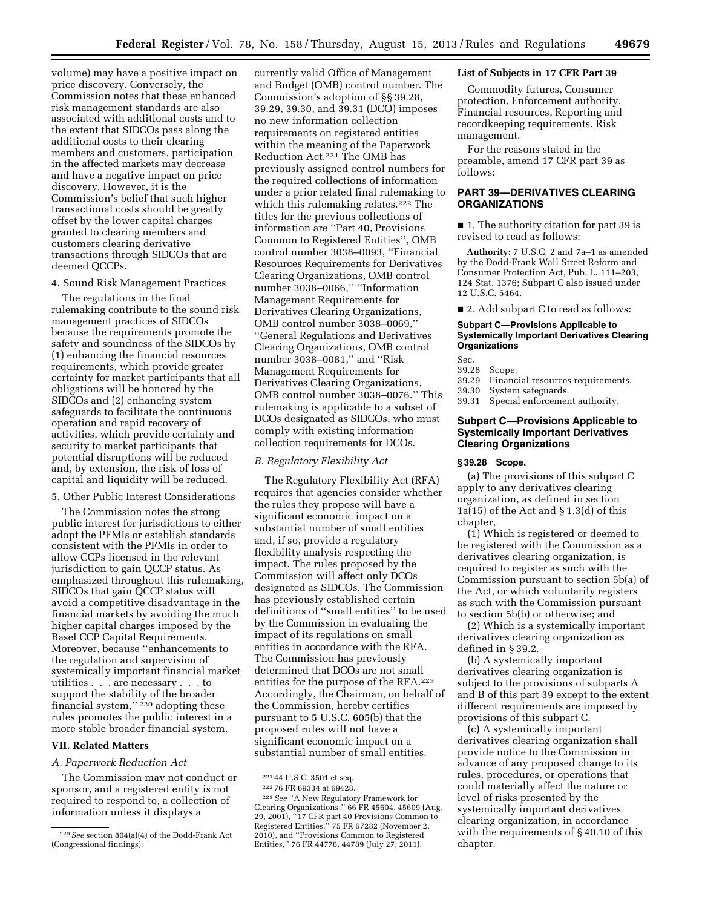volume) may have a positive impact on price discovery. Conversely, the Commission notes that these enhanced risk management standards are also associated with additional costs and to the extent that SIDCOs pass along the additional costs to their clearing members and customers, participation in the affected markets may decrease and have a negative impact on price discovery. However, it is the Commission's belief that such higher transactional costs should be greatly offset by the lower capital charges granted to clearing members and customers clearing derivative transactions through SIDCOs that are deemed QCCPs.

4. Sound Risk Management Practices

The regulations in the final rulemaking contribute to the sound risk management practices of SIDCOs because the requirements promote the safety and soundness of the SIDCOs by (1) enhancing the financial resources requirements, which provide greater certainty for market participants that all obligations will be honored by the SIDCOs and (2) enhancing system safeguards to facilitate the continuous operation and rapid recovery of activities, which provide certainty and security to market participants that potential disruptions will be reduced and, by extension, the risk of loss of capital and liquidity will be reduced.

5. Other Public Interest Considerations

The Commission notes the strong public interest for jurisdictions to either adopt the PFMIs or establish standards consistent with the PFMIs in order to allow CCPs licensed in the relevant jurisdiction to gain QCCP status. As emphasized throughout this rulemaking, SIDCOs that gain QCCP status will avoid a competitive disadvantage in the financial markets by avoiding the much higher capital charges imposed by the Basel CCP Capital Requirements. Moreover, because ''enhancements to the regulation and supervision of systemically important financial market utilities . . . are necessary . . . to support the stability of the broader financial system,'' [220] adopting these rules promotes the public interest in a more stable broader financial system.

## VII. Related Matters

### *A. Paperwork Reduction Act*

The Commission may not conduct or sponsor, and a registered entity is not required to respond to, a collection of information unless it displays a currently valid Office of Management and Budget (OMB) control number. The Commission's adoption of §§ 39.28, 39.29, 39.30, and 39.31 (DCO) imposes no new information collection requirements on registered entities within the meaning of the Paperwork Reduction Act.[221] The OMB has previously assigned control numbers for the required collections of information under a prior related final rulemaking to which this rulemaking relates.[222] The titles for the previous collections of information are ''Part 40, Provisions Common to Registered Entities'', OMB control number 3038–0093, ''Financial Resources Requirements for Derivatives Clearing Organizations, OMB control number 3038–0066,'' ''Information Management Requirements for Derivatives Clearing Organizations, OMB control number 3038–0069,'' ''General Regulations and Derivatives Clearing Organizations, OMB control number 3038–0081,'' and ''Risk Management Requirements for Derivatives Clearing Organizations, OMB control number 3038–0076.'' This rulemaking is applicable to a subset of DCOs designated as SIDCOs, who must comply with existing information collection requirements for DCOs.

### *B. Regulatory Flexibility Act*

The Regulatory Flexibility Act (RFA) requires that agencies consider whether the rules they propose will have a significant economic impact on a substantial number of small entities and, if so, provide a regulatory flexibility analysis respecting the impact. The rules proposed by the Commission will affect only DCOs designated as SIDCOs. The Commission has previously established certain definitions of ''small entities'' to be used by the Commission in evaluating the impact of its regulations on small entities in accordance with the RFA. The Commission has previously determined that DCOs are not small entities for the purpose of the RFA.[223] Accordingly, the Chairman, on behalf of the Commission, hereby certifies pursuant to 5 U.S.C. 605(b) that the proposed rules will not have a significant economic impact on a substantial number of small entities.

[220] *See* section 804(a)(4) of the Dodd-Frank Act (Congressional findings).

[221] 44 U.S.C. 3501 et seq.

[222] 76 FR 69334 at 69428.

[223] *See* ''A New Regulatory Framework for Clearing Organizations,'' 66 FR 45604, 45609 (Aug. 29, 2001), ''17 CFR part 40 Provisions Common to Registered Entities,'' 75 FR 67282 (November 2, 2010), and ''Provisions Common to Registered Entities,'' 76 FR 44776, 44789 (July 27, 2011).

## List of Subjects in 17 CFR Part 39

Commodity futures, Consumer protection, Enforcement authority, Financial resources, Reporting and recordkeeping requirements, Risk management.

For the reasons stated in the preamble, amend 17 CFR part 39 as follows:

## PART 39—DERIVATIVES CLEARING ORGANIZATIONS

■ 1. The authority citation for part 39 is revised to read as follows:

**Authority:** 7 U.S.C. 2 and 7a–1 as amended by the Dodd-Frank Wall Street Reform and Consumer Protection Act, Pub. L. 111–203, 124 Stat. 1376; Subpart C also issued under 12 U.S.C. 5464.

■ 2. Add subpart C to read as follows:

**Subpart C—Provisions Applicable to Systemically Important Derivatives Clearing Organizations**

Sec.
39.28 Scope.
39.29 Financial resources requirements.
39.30 System safeguards.
39.31 Special enforcement authority.

### Subpart C—Provisions Applicable to Systemically Important Derivatives Clearing Organizations

#### § 39.28 Scope.

(a) The provisions of this subpart C apply to any derivatives clearing organization, as defined in section 1a(15) of the Act and § 1.3(d) of this chapter,

(1) Which is registered or deemed to be registered with the Commission as a derivatives clearing organization, is required to register as such with the Commission pursuant to section 5b(a) of the Act, or which voluntarily registers as such with the Commission pursuant to section 5b(b) or otherwise; and

(2) Which is a systemically important derivatives clearing organization as defined in § 39.2.

(b) A systemically important derivatives clearing organization is subject to the provisions of subparts A and B of this part 39 except to the extent different requirements are imposed by provisions of this subpart C.

(c) A systemically important derivatives clearing organization shall provide notice to the Commission in advance of any proposed change to its rules, procedures, or operations that could materially affect the nature or level of risks presented by the systemically important derivatives clearing organization, in accordance with the requirements of § 40.10 of this chapter.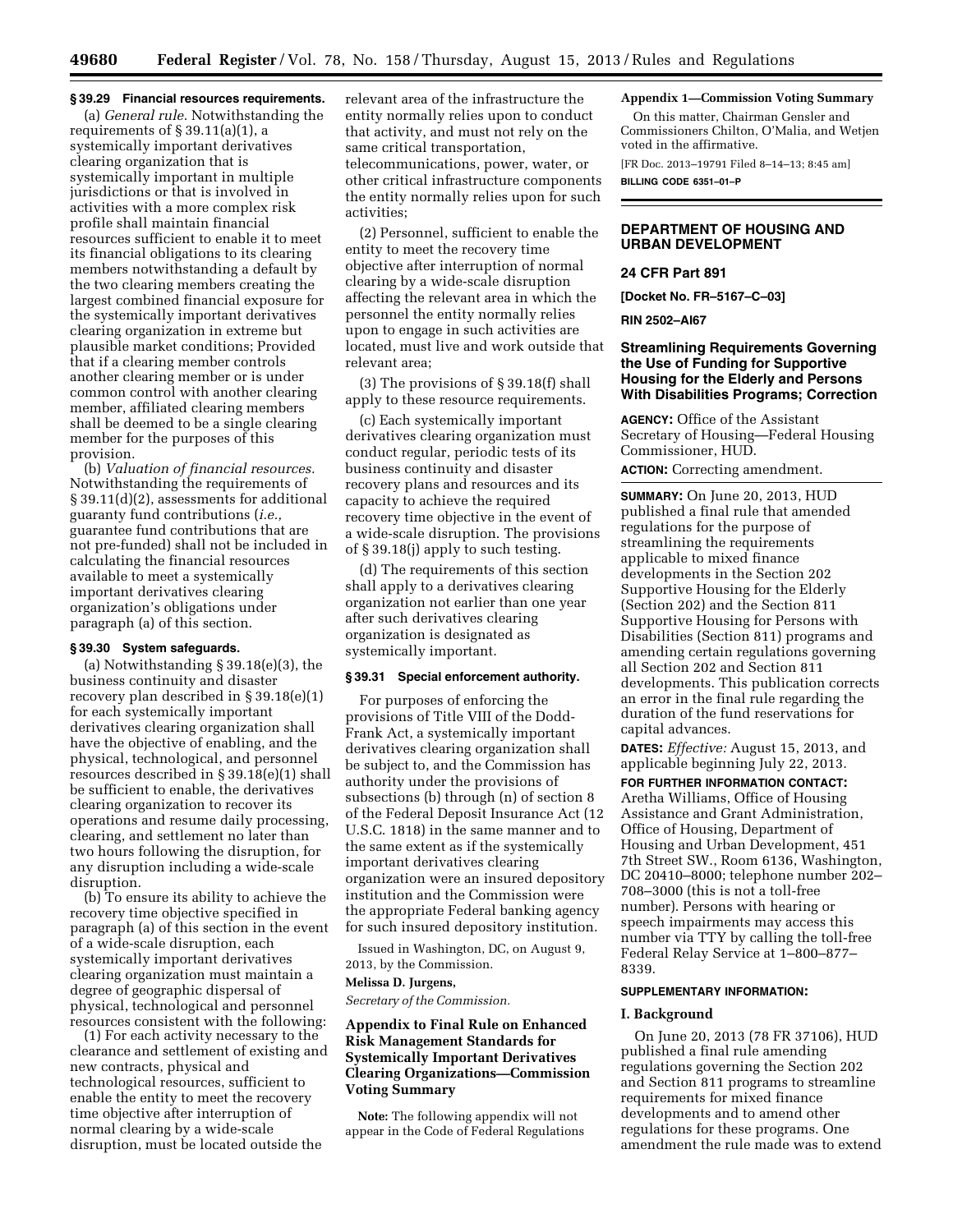### § 39.29 Financial resources requirements.

(a) *General rule.* Notwithstanding the requirements of § 39.11(a)(1), a systemically important derivatives clearing organization that is systemically important in multiple jurisdictions or that is involved in activities with a more complex risk profile shall maintain financial resources sufficient to enable it to meet its financial obligations to its clearing members notwithstanding a default by the two clearing members creating the largest combined financial exposure for the systemically important derivatives clearing organization in extreme but plausible market conditions; Provided that if a clearing member controls another clearing member or is under common control with another clearing member, affiliated clearing members shall be deemed to be a single clearing member for the purposes of this provision.

(b) *Valuation of financial resources.* Notwithstanding the requirements of § 39.11(d)(2), assessments for additional guaranty fund contributions (*i.e.,* guarantee fund contributions that are not pre-funded) shall not be included in calculating the financial resources available to meet a systemically important derivatives clearing organization's obligations under paragraph (a) of this section.

### § 39.30 System safeguards.

(a) Notwithstanding § 39.18(e)(3), the business continuity and disaster recovery plan described in § 39.18(e)(1) for each systemically important derivatives clearing organization shall have the objective of enabling, and the physical, technological, and personnel resources described in § 39.18(e)(1) shall be sufficient to enable, the derivatives clearing organization to recover its operations and resume daily processing, clearing, and settlement no later than two hours following the disruption, for any disruption including a wide-scale disruption.

(b) To ensure its ability to achieve the recovery time objective specified in paragraph (a) of this section in the event of a wide-scale disruption, each systemically important derivatives clearing organization must maintain a degree of geographic dispersal of physical, technological and personnel resources consistent with the following:

(1) For each activity necessary to the clearance and settlement of existing and new contracts, physical and technological resources, sufficient to enable the entity to meet the recovery time objective after interruption of normal clearing by a wide-scale disruption, must be located outside the relevant area of the infrastructure the entity normally relies upon to conduct that activity, and must not rely on the same critical transportation, telecommunications, power, water, or other critical infrastructure components the entity normally relies upon for such activities;

(2) Personnel, sufficient to enable the entity to meet the recovery time objective after interruption of normal clearing by a wide-scale disruption affecting the relevant area in which the personnel the entity normally relies upon to engage in such activities are located, must live and work outside that relevant area;

(3) The provisions of § 39.18(f) shall apply to these resource requirements.

(c) Each systemically important derivatives clearing organization must conduct regular, periodic tests of its business continuity and disaster recovery plans and resources and its capacity to achieve the required recovery time objective in the event of a wide-scale disruption. The provisions of § 39.18(j) apply to such testing.

(d) The requirements of this section shall apply to a derivatives clearing organization not earlier than one year after such derivatives clearing organization is designated as systemically important.

### § 39.31 Special enforcement authority.

For purposes of enforcing the provisions of Title VIII of the Dodd-Frank Act, a systemically important derivatives clearing organization shall be subject to, and the Commission has authority under the provisions of subsections (b) through (n) of section 8 of the Federal Deposit Insurance Act (12 U.S.C. 1818) in the same manner and to the same extent as if the systemically important derivatives clearing organization were an insured depository institution and the Commission were the appropriate Federal banking agency for such insured depository institution.

Issued in Washington, DC, on August 9, 2013, by the Commission.

**Melissa D. Jurgens,**

*Secretary of the Commission.*

## Appendix to Final Rule on Enhanced Risk Management Standards for Systemically Important Derivatives Clearing Organizations—Commission Voting Summary

**Note:** The following appendix will not appear in the Code of Federal Regulations

### Appendix 1—Commission Voting Summary

On this matter, Chairman Gensler and Commissioners Chilton, O'Malia, and Wetjen voted in the affirmative.

[FR Doc. 2013–19791 Filed 8–14–13; 8:45 am]

**BILLING CODE 6351–01–P**

---

## DEPARTMENT OF HOUSING AND URBAN DEVELOPMENT

### 24 CFR Part 891

**[Docket No. FR–5167–C–03]**

**RIN 2502–AI67**

## Streamlining Requirements Governing the Use of Funding for Supportive Housing for the Elderly and Persons With Disabilities Programs; Correction

**AGENCY:** Office of the Assistant Secretary of Housing—Federal Housing Commissioner, HUD.

**ACTION:** Correcting amendment.

**SUMMARY:** On June 20, 2013, HUD published a final rule that amended regulations for the purpose of streamlining the requirements applicable to mixed finance developments in the Section 202 Supportive Housing for the Elderly (Section 202) and the Section 811 Supportive Housing for Persons with Disabilities (Section 811) programs and amending certain regulations governing all Section 202 and Section 811 developments. This publication corrects an error in the final rule regarding the duration of the fund reservations for capital advances.

**DATES:** *Effective:* August 15, 2013, and applicable beginning July 22, 2013.

**FOR FURTHER INFORMATION CONTACT:** Aretha Williams, Office of Housing Assistance and Grant Administration, Office of Housing, Department of Housing and Urban Development, 451 7th Street SW., Room 6136, Washington, DC 20410–8000; telephone number 202–708–3000 (this is not a toll-free number). Persons with hearing or speech impairments may access this number via TTY by calling the toll-free Federal Relay Service at 1–800–877–8339.

**SUPPLEMENTARY INFORMATION:**

### I. Background

On June 20, 2013 (78 FR 37106), HUD published a final rule amending regulations governing the Section 202 and Section 811 programs to streamline requirements for mixed finance developments and to amend other regulations for these programs. One amendment the rule made was to extend